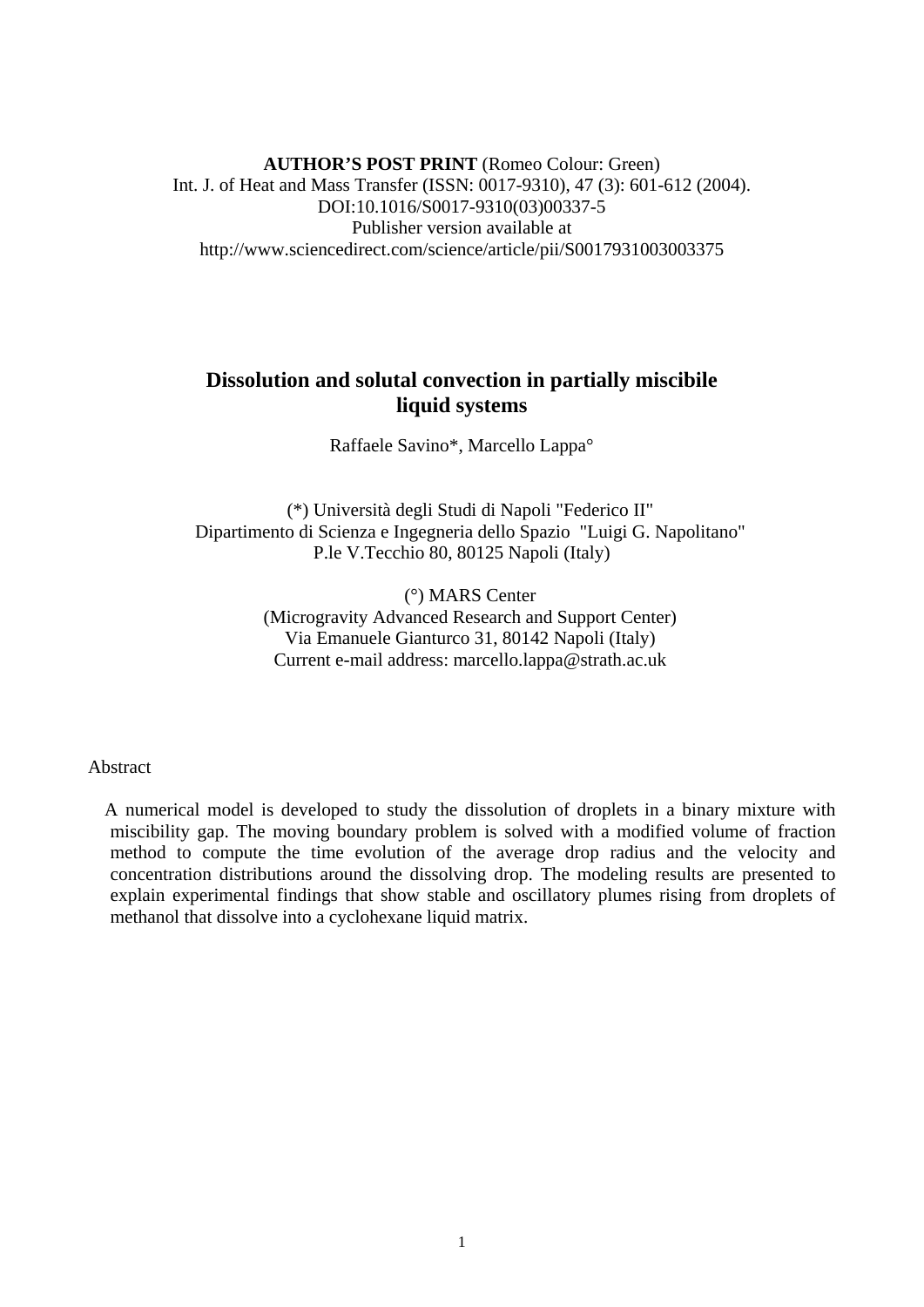**AUTHOR'S POST PRINT** (Romeo Colour: Green)
Int. J. of Heat and Mass Transfer (ISSN: 0017-9310), 47 (3): 601-612 (2004).
DOI:10.1016/S0017-9310(03)00337-5
Publisher version available at
http://www.sciencedirect.com/science/article/pii/S0017931003003375

# Dissolution and solutal convection in partially miscibile liquid systems

Raffaele Savino*, Marcello Lappa°

(*) Università degli Studi di Napoli "Federico II"
Dipartimento di Scienza e Ingegneria dello Spazio "Luigi G. Napolitano"
P.le V.Tecchio 80, 80125 Napoli (Italy)

(°) MARS Center
(Microgravity Advanced Research and Support Center)
Via Emanuele Gianturco 31, 80142 Napoli (Italy)
Current e-mail address: marcello.lappa@strath.ac.uk

Abstract

A numerical model is developed to study the dissolution of droplets in a binary mixture with miscibility gap. The moving boundary problem is solved with a modified volume of fraction method to compute the time evolution of the average drop radius and the velocity and concentration distributions around the dissolving drop. The modeling results are presented to explain experimental findings that show stable and oscillatory plumes rising from droplets of methanol that dissolve into a cyclohexane liquid matrix.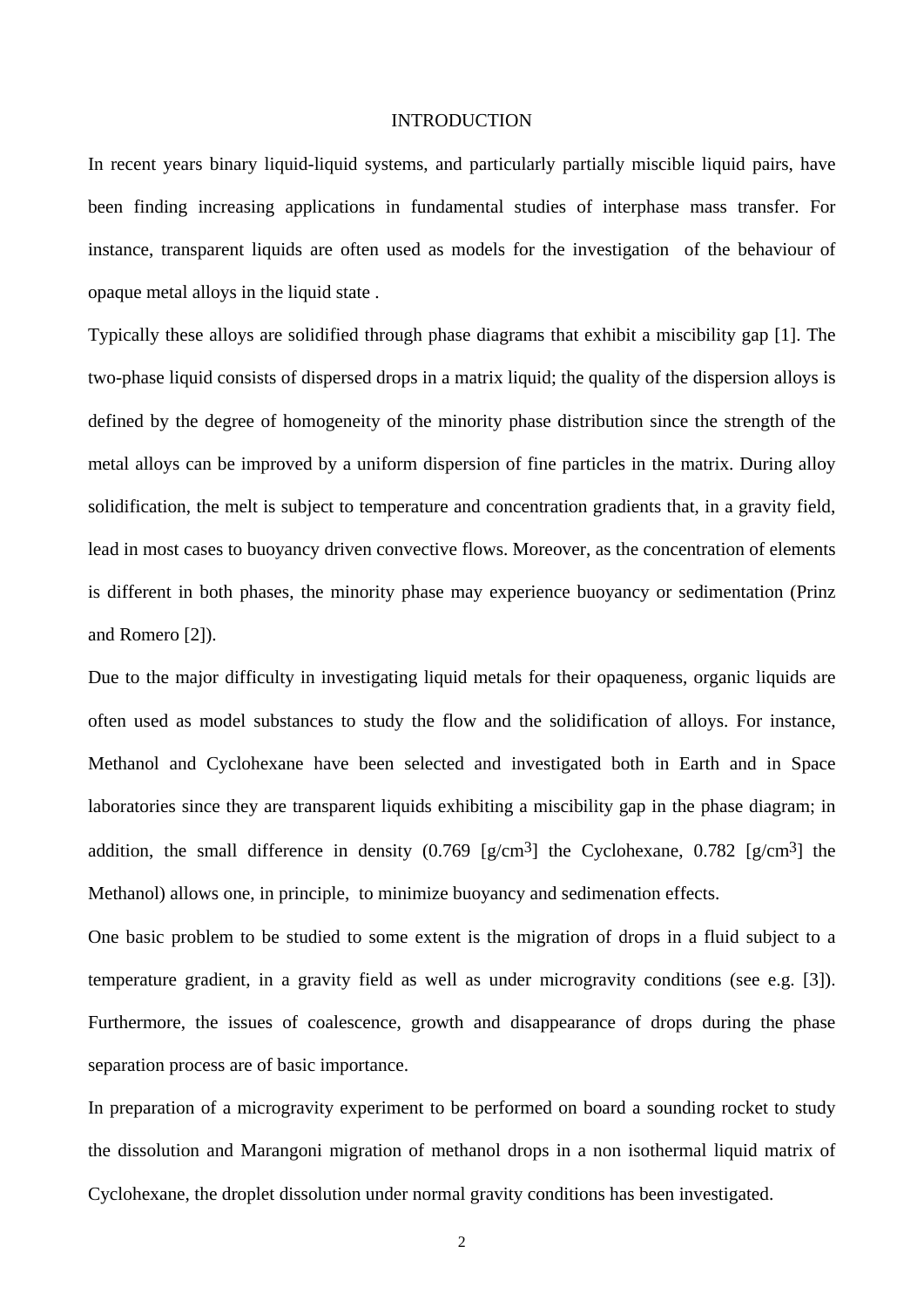## INTRODUCTION

In recent years binary liquid-liquid systems, and particularly partially miscible liquid pairs, have been finding increasing applications in fundamental studies of interphase mass transfer. For instance, transparent liquids are often used as models for the investigation of the behaviour of opaque metal alloys in the liquid state .

Typically these alloys are solidified through phase diagrams that exhibit a miscibility gap [1]. The two-phase liquid consists of dispersed drops in a matrix liquid; the quality of the dispersion alloys is defined by the degree of homogeneity of the minority phase distribution since the strength of the metal alloys can be improved by a uniform dispersion of fine particles in the matrix. During alloy solidification, the melt is subject to temperature and concentration gradients that, in a gravity field, lead in most cases to buoyancy driven convective flows. Moreover, as the concentration of elements is different in both phases, the minority phase may experience buoyancy or sedimentation (Prinz and Romero [2]).

Due to the major difficulty in investigating liquid metals for their opaqueness, organic liquids are often used as model substances to study the flow and the solidification of alloys. For instance, Methanol and Cyclohexane have been selected and investigated both in Earth and in Space laboratories since they are transparent liquids exhibiting a miscibility gap in the phase diagram; in addition, the small difference in density (0.769 [g/cm$^3$] the Cyclohexane, 0.782 [g/cm$^3$] the Methanol) allows one, in principle, to minimize buoyancy and sedimenation effects.

One basic problem to be studied to some extent is the migration of drops in a fluid subject to a temperature gradient, in a gravity field as well as under microgravity conditions (see e.g. [3]). Furthermore, the issues of coalescence, growth and disappearance of drops during the phase separation process are of basic importance.

In preparation of a microgravity experiment to be performed on board a sounding rocket to study the dissolution and Marangoni migration of methanol drops in a non isothermal liquid matrix of Cyclohexane, the droplet dissolution under normal gravity conditions has been investigated.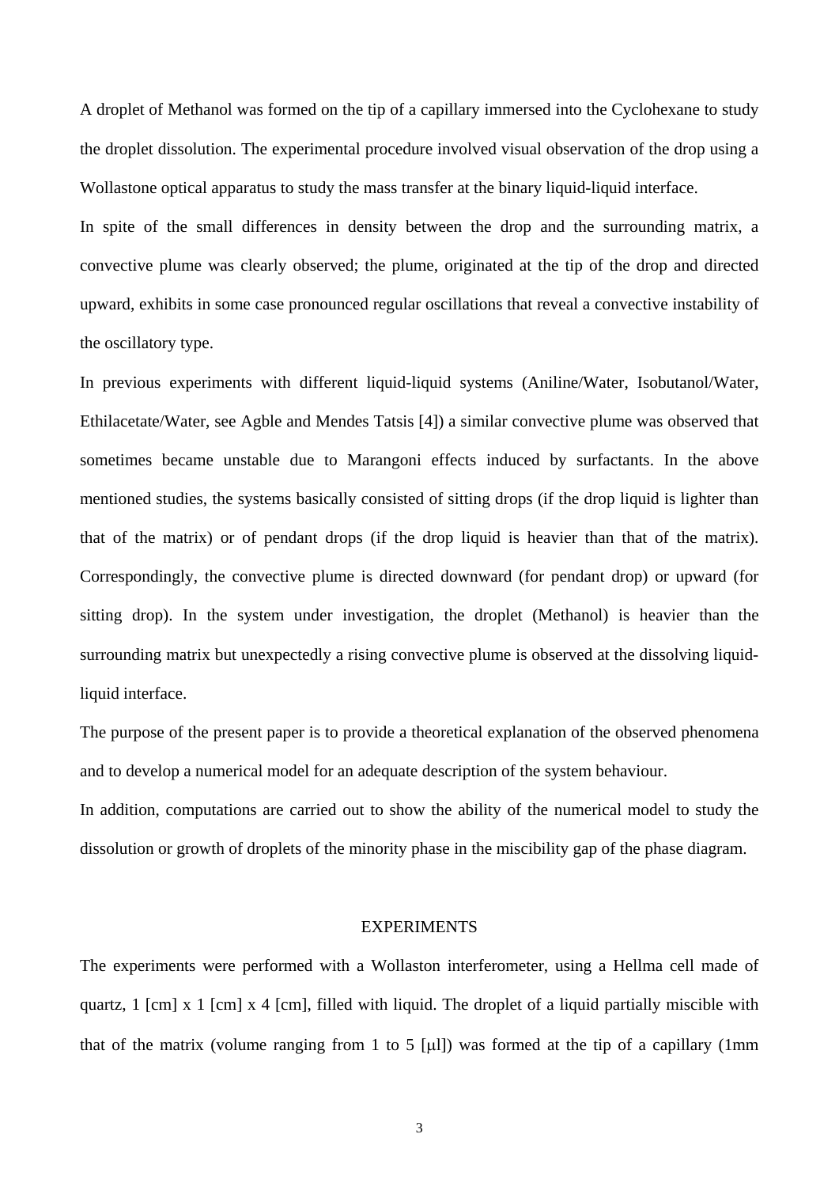A droplet of Methanol was formed on the tip of a capillary immersed into the Cyclohexane to study the droplet dissolution. The experimental procedure involved visual observation of the drop using a Wollastone optical apparatus to study the mass transfer at the binary liquid-liquid interface.

In spite of the small differences in density between the drop and the surrounding matrix, a convective plume was clearly observed; the plume, originated at the tip of the drop and directed upward, exhibits in some case pronounced regular oscillations that reveal a convective instability of the oscillatory type.

In previous experiments with different liquid-liquid systems (Aniline/Water, Isobutanol/Water, Ethilacetate/Water, see Agble and Mendes Tatsis [4]) a similar convective plume was observed that sometimes became unstable due to Marangoni effects induced by surfactants. In the above mentioned studies, the systems basically consisted of sitting drops (if the drop liquid is lighter than that of the matrix) or of pendant drops (if the drop liquid is heavier than that of the matrix). Correspondingly, the convective plume is directed downward (for pendant drop) or upward (for sitting drop). In the system under investigation, the droplet (Methanol) is heavier than the surrounding matrix but unexpectedly a rising convective plume is observed at the dissolving liquid-liquid interface.

The purpose of the present paper is to provide a theoretical explanation of the observed phenomena and to develop a numerical model for an adequate description of the system behaviour.

In addition, computations are carried out to show the ability of the numerical model to study the dissolution or growth of droplets of the minority phase in the miscibility gap of the phase diagram.

## EXPERIMENTS

The experiments were performed with a Wollaston interferometer, using a Hellma cell made of quartz, 1 [cm] x 1 [cm] x 4 [cm], filled with liquid. The droplet of a liquid partially miscible with that of the matrix (volume ranging from 1 to 5 [μl]) was formed at the tip of a capillary (1mm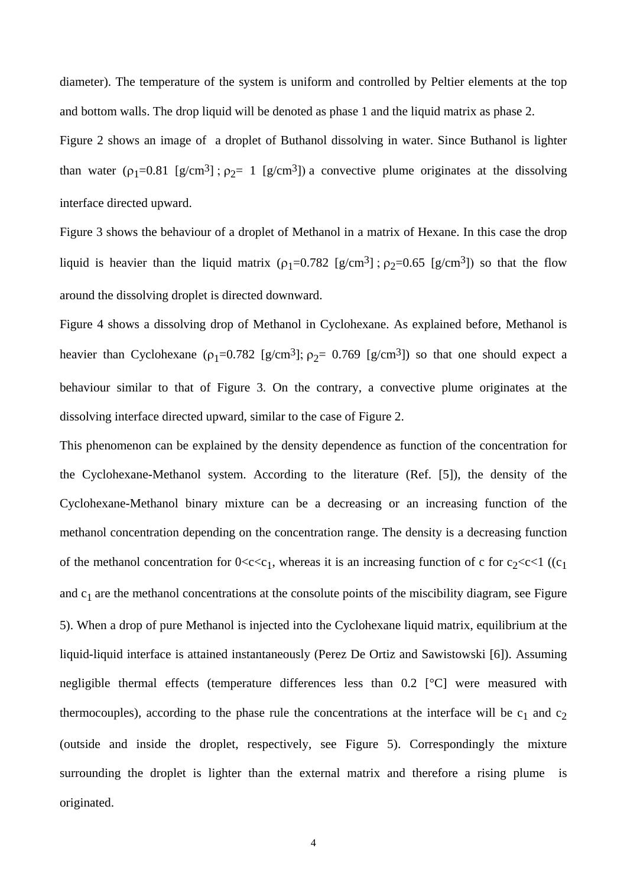diameter). The temperature of the system is uniform and controlled by Peltier elements at the top and bottom walls. The drop liquid will be denoted as phase 1 and the liquid matrix as phase 2.

Figure 2 shows an image of a droplet of Buthanol dissolving in water. Since Buthanol is lighter than water ($\rho_1$=0.81 [g/cm$^3$] ; $\rho_2$= 1 [g/cm$^3$]) a convective plume originates at the dissolving interface directed upward.

Figure 3 shows the behaviour of a droplet of Methanol in a matrix of Hexane. In this case the drop liquid is heavier than the liquid matrix ($\rho_1$=0.782 [g/cm$^3$] ; $\rho_2$=0.65 [g/cm$^3$]) so that the flow around the dissolving droplet is directed downward.

Figure 4 shows a dissolving drop of Methanol in Cyclohexane. As explained before, Methanol is heavier than Cyclohexane ($\rho_1$=0.782 [g/cm$^3$]; $\rho_2$= 0.769 [g/cm$^3$]) so that one should expect a behaviour similar to that of Figure 3. On the contrary, a convective plume originates at the dissolving interface directed upward, similar to the case of Figure 2.

This phenomenon can be explained by the density dependence as function of the concentration for the Cyclohexane-Methanol system. According to the literature (Ref. [5]), the density of the Cyclohexane-Methanol binary mixture can be a decreasing or an increasing function of the methanol concentration depending on the concentration range. The density is a decreasing function of the methanol concentration for $0<c<c_1$, whereas it is an increasing function of c for $c_2<c<1$ (($c_1$ and $c_1$ are the methanol concentrations at the consolute points of the miscibility diagram, see Figure 5). When a drop of pure Methanol is injected into the Cyclohexane liquid matrix, equilibrium at the liquid-liquid interface is attained instantaneously (Perez De Ortiz and Sawistowski [6]). Assuming negligible thermal effects (temperature differences less than 0.2 [°C] were measured with thermocouples), according to the phase rule the concentrations at the interface will be $c_1$ and $c_2$ (outside and inside the droplet, respectively, see Figure 5). Correspondingly the mixture surrounding the droplet is lighter than the external matrix and therefore a rising plume is originated.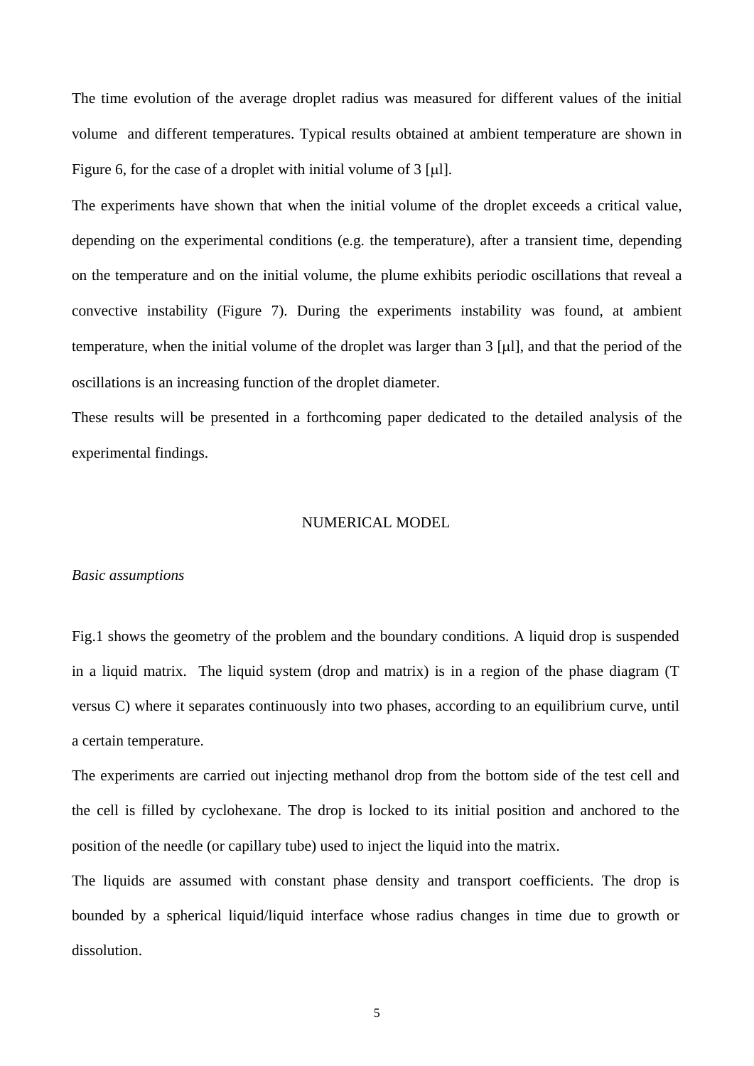The time evolution of the average droplet radius was measured for different values of the initial volume and different temperatures. Typical results obtained at ambient temperature are shown in Figure 6, for the case of a droplet with initial volume of 3 [μl].

The experiments have shown that when the initial volume of the droplet exceeds a critical value, depending on the experimental conditions (e.g. the temperature), after a transient time, depending on the temperature and on the initial volume, the plume exhibits periodic oscillations that reveal a convective instability (Figure 7). During the experiments instability was found, at ambient temperature, when the initial volume of the droplet was larger than 3 [μl], and that the period of the oscillations is an increasing function of the droplet diameter.

These results will be presented in a forthcoming paper dedicated to the detailed analysis of the experimental findings.

## NUMERICAL MODEL

### *Basic assumptions*

Fig.1 shows the geometry of the problem and the boundary conditions. A liquid drop is suspended in a liquid matrix. The liquid system (drop and matrix) is in a region of the phase diagram (T versus C) where it separates continuously into two phases, according to an equilibrium curve, until a certain temperature.

The experiments are carried out injecting methanol drop from the bottom side of the test cell and the cell is filled by cyclohexane. The drop is locked to its initial position and anchored to the position of the needle (or capillary tube) used to inject the liquid into the matrix.

The liquids are assumed with constant phase density and transport coefficients. The drop is bounded by a spherical liquid/liquid interface whose radius changes in time due to growth or dissolution.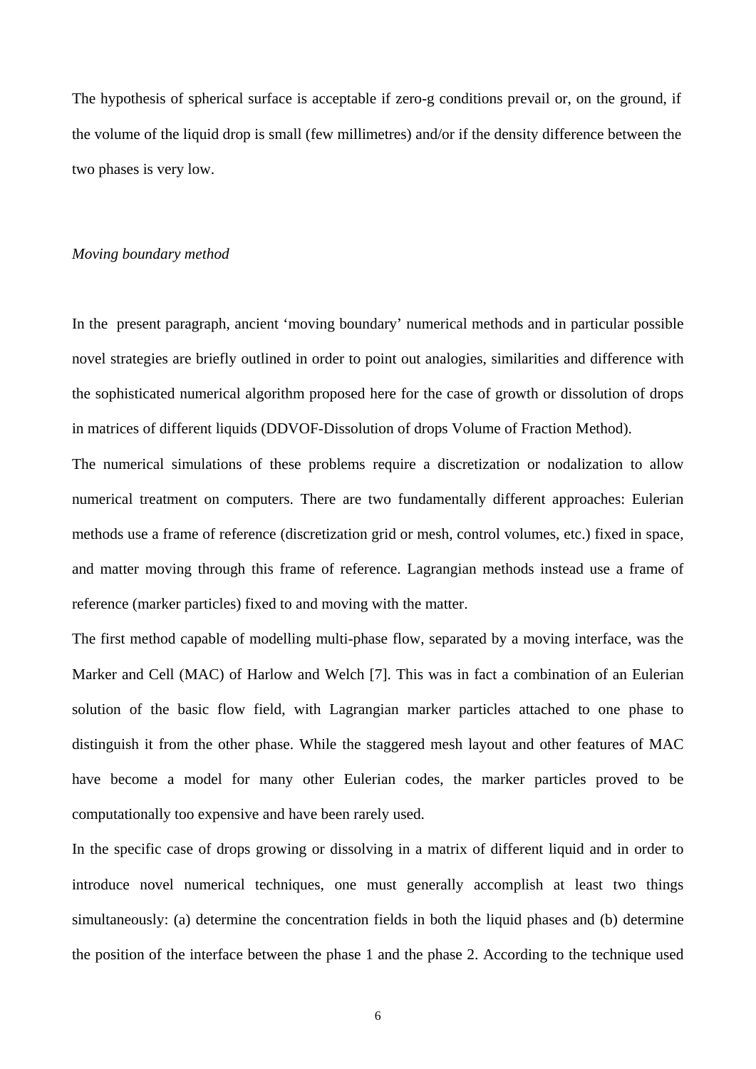The hypothesis of spherical surface is acceptable if zero-g conditions prevail or, on the ground, if the volume of the liquid drop is small (few millimetres) and/or if the density difference between the two phases is very low.

*Moving boundary method*

In the present paragraph, ancient 'moving boundary' numerical methods and in particular possible novel strategies are briefly outlined in order to point out analogies, similarities and difference with the sophisticated numerical algorithm proposed here for the case of growth or dissolution of drops in matrices of different liquids (DDVOF-Dissolution of drops Volume of Fraction Method).

The numerical simulations of these problems require a discretization or nodalization to allow numerical treatment on computers. There are two fundamentally different approaches: Eulerian methods use a frame of reference (discretization grid or mesh, control volumes, etc.) fixed in space, and matter moving through this frame of reference. Lagrangian methods instead use a frame of reference (marker particles) fixed to and moving with the matter.

The first method capable of modelling multi-phase flow, separated by a moving interface, was the Marker and Cell (MAC) of Harlow and Welch [7]. This was in fact a combination of an Eulerian solution of the basic flow field, with Lagrangian marker particles attached to one phase to distinguish it from the other phase. While the staggered mesh layout and other features of MAC have become a model for many other Eulerian codes, the marker particles proved to be computationally too expensive and have been rarely used.

In the specific case of drops growing or dissolving in a matrix of different liquid and in order to introduce novel numerical techniques, one must generally accomplish at least two things simultaneously: (a) determine the concentration fields in both the liquid phases and (b) determine the position of the interface between the phase 1 and the phase 2. According to the technique used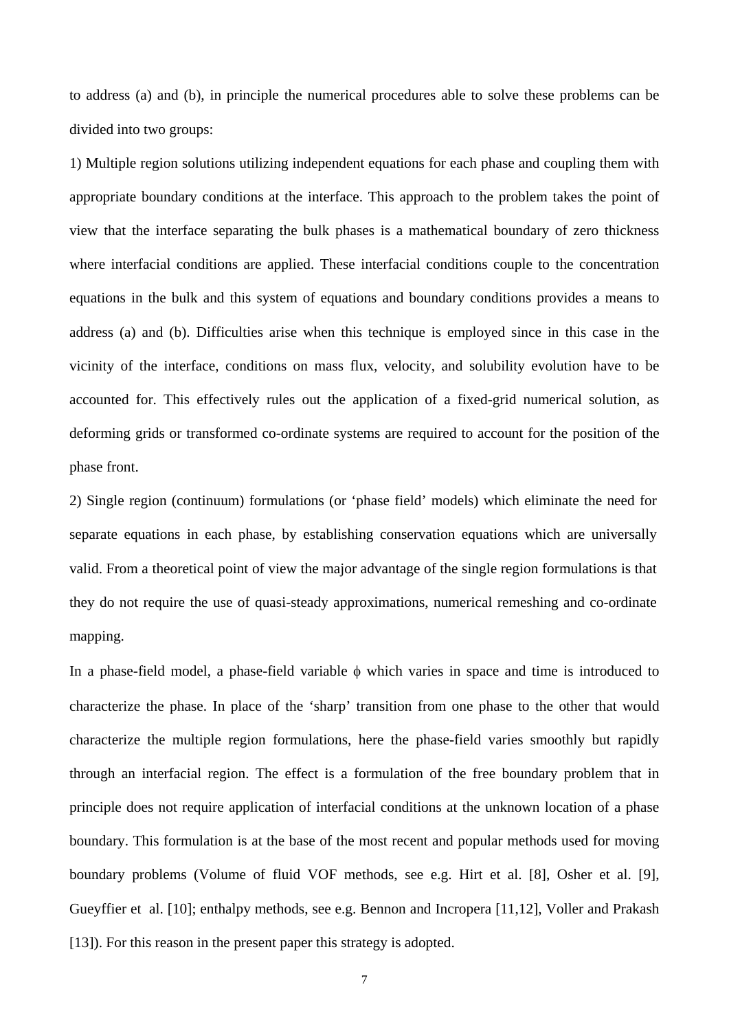to address (a) and (b), in principle the numerical procedures able to solve these problems can be divided into two groups:

1) Multiple region solutions utilizing independent equations for each phase and coupling them with appropriate boundary conditions at the interface. This approach to the problem takes the point of view that the interface separating the bulk phases is a mathematical boundary of zero thickness where interfacial conditions are applied. These interfacial conditions couple to the concentration equations in the bulk and this system of equations and boundary conditions provides a means to address (a) and (b). Difficulties arise when this technique is employed since in this case in the vicinity of the interface, conditions on mass flux, velocity, and solubility evolution have to be accounted for. This effectively rules out the application of a fixed-grid numerical solution, as deforming grids or transformed co-ordinate systems are required to account for the position of the phase front.

2) Single region (continuum) formulations (or 'phase field' models) which eliminate the need for separate equations in each phase, by establishing conservation equations which are universally valid. From a theoretical point of view the major advantage of the single region formulations is that they do not require the use of quasi-steady approximations, numerical remeshing and co-ordinate mapping.

In a phase-field model, a phase-field variable $\phi$ which varies in space and time is introduced to characterize the phase. In place of the 'sharp' transition from one phase to the other that would characterize the multiple region formulations, here the phase-field varies smoothly but rapidly through an interfacial region. The effect is a formulation of the free boundary problem that in principle does not require application of interfacial conditions at the unknown location of a phase boundary. This formulation is at the base of the most recent and popular methods used for moving boundary problems (Volume of fluid VOF methods, see e.g. Hirt et al. [8], Osher et al. [9], Gueyffier et al. [10]; enthalpy methods, see e.g. Bennon and Incropera [11,12], Voller and Prakash [13]). For this reason in the present paper this strategy is adopted.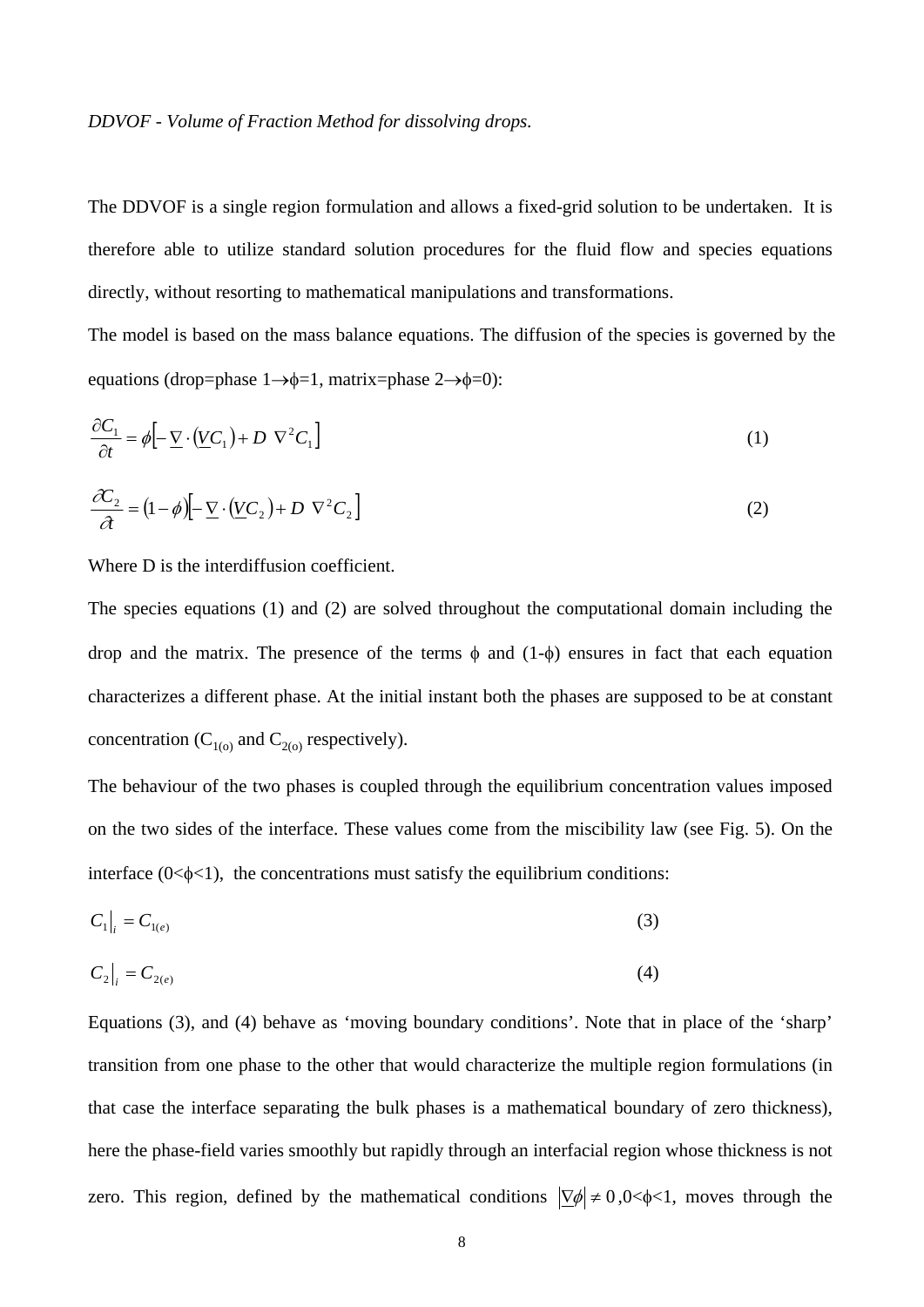*DDVOF - Volume of Fraction Method for dissolving drops.*

The DDVOF is a single region formulation and allows a fixed-grid solution to be undertaken. It is therefore able to utilize standard solution procedures for the fluid flow and species equations directly, without resorting to mathematical manipulations and transformations.

The model is based on the mass balance equations. The diffusion of the species is governed by the equations (drop=phase 1$\rightarrow\phi$=1, matrix=phase 2$\rightarrow\phi$=0):

$$\frac{\partial C_1}{\partial t} = \phi\left[-\underline{\nabla}\cdot\left(\underline{V}C_1\right) + D\ \nabla^2 C_1\right] \tag{1}$$

$$\frac{\partial C_2}{\partial t} = \left(1-\phi\right)\left[-\underline{\nabla}\cdot\left(\underline{V}C_2\right) + D\ \nabla^2 C_2\right] \tag{2}$$

Where D is the interdiffusion coefficient.

The species equations (1) and (2) are solved throughout the computational domain including the drop and the matrix. The presence of the terms $\phi$ and (1-$\phi$) ensures in fact that each equation characterizes a different phase. At the initial instant both the phases are supposed to be at constant concentration ($C_{1(o)}$ and $C_{2(o)}$ respectively).

The behaviour of the two phases is coupled through the equilibrium concentration values imposed on the two sides of the interface. These values come from the miscibility law (see Fig. 5). On the interface ($0<\phi<1$), the concentrations must satisfy the equilibrium conditions:

$$C_1\big|_i = C_{1(e)} \tag{3}$$

$$C_2\big|_i = C_{2(e)} \tag{4}$$

Equations (3), and (4) behave as 'moving boundary conditions'. Note that in place of the 'sharp' transition from one phase to the other that would characterize the multiple region formulations (in that case the interface separating the bulk phases is a mathematical boundary of zero thickness), here the phase-field varies smoothly but rapidly through an interfacial region whose thickness is not zero. This region, defined by the mathematical conditions $\left|\underline{\nabla}\phi\right| \neq 0$ ,$0<\phi<1$, moves through the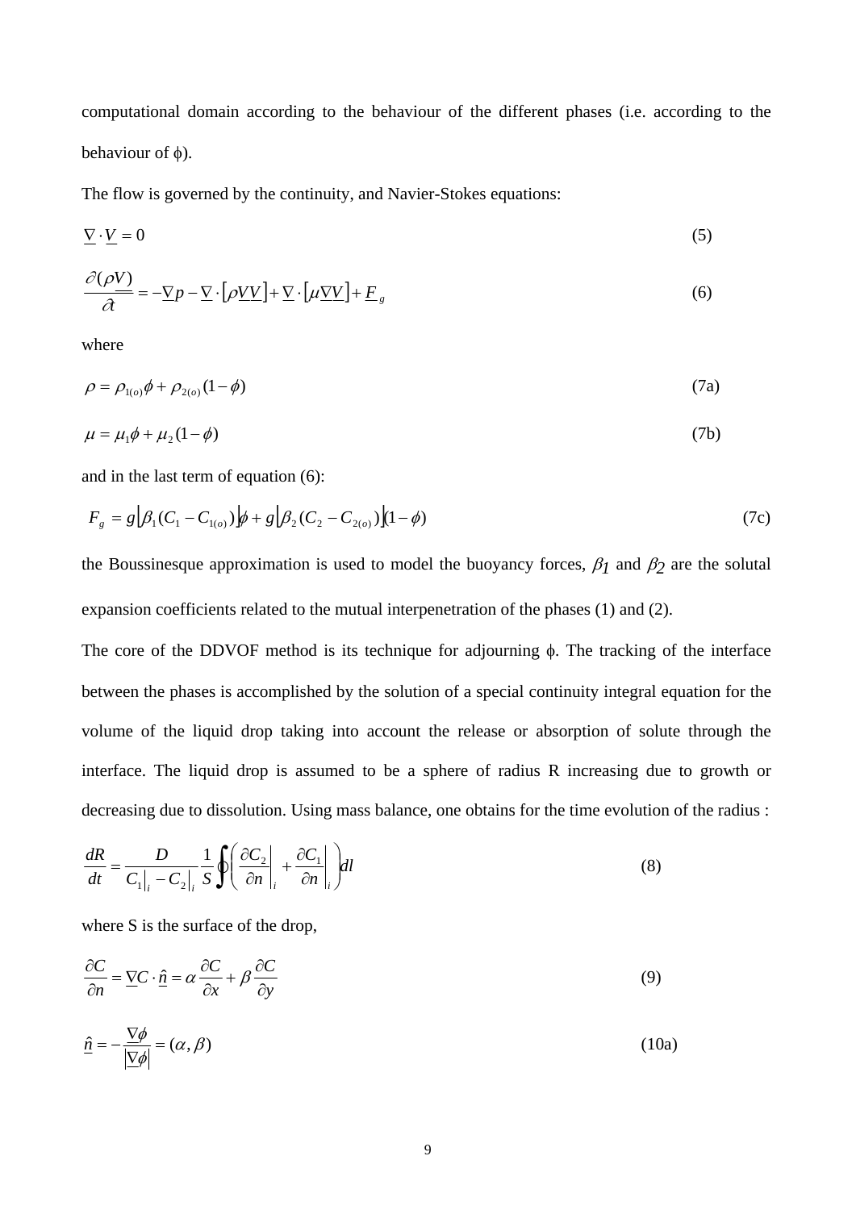computational domain according to the behaviour of the different phases (i.e. according to the behaviour of $\phi$).

The flow is governed by the continuity, and Navier-Stokes equations:

$$\underline{\nabla} \cdot \underline{V} = 0 \tag{5}$$

$$\frac{\partial(\rho \underline{V})}{\partial t} = -\underline{\nabla} p - \underline{\nabla} \cdot \left[\rho \underline{V}\underline{V}\right] + \underline{\nabla} \cdot \left[\mu \underline{\nabla}\underline{V}\right] + \underline{F}_g \tag{6}$$

where

$$\rho = \rho_{1(o)}\phi + \rho_{2(o)}(1-\phi) \tag{7a}$$

$$\mu = \mu_1\phi + \mu_2(1-\phi) \tag{7b}$$

and in the last term of equation (6):

$$F_g = g\left[\beta_1(C_1 - C_{1(o)})\right]\phi + g\left[\beta_2(C_2 - C_{2(o)})\right](1-\phi) \tag{7c}$$

the Boussinesque approximation is used to model the buoyancy forces, $\beta_1$ and $\beta_2$ are the solutal expansion coefficients related to the mutual interpenetration of the phases (1) and (2).

The core of the DDVOF method is its technique for adjourning $\phi$. The tracking of the interface between the phases is accomplished by the solution of a special continuity integral equation for the volume of the liquid drop taking into account the release or absorption of solute through the interface. The liquid drop is assumed to be a sphere of radius R increasing due to growth or decreasing due to dissolution. Using mass balance, one obtains for the time evolution of the radius :

$$\frac{dR}{dt} = \frac{D}{C_1\big|_i - C_2\big|_i}\frac{1}{S}\oint\left(\frac{\partial C_2}{\partial n}\bigg|_i + \frac{\partial C_1}{\partial n}\bigg|_i\right)dl \tag{8}$$

where S is the surface of the drop,

$$\frac{\partial C}{\partial n} = \underline{\nabla} C \cdot \underline{\hat{n}} = \alpha\frac{\partial C}{\partial x} + \beta\frac{\partial C}{\partial y} \tag{9}$$

$$\underline{\hat{n}} = -\frac{\underline{\nabla}\phi}{\left|\underline{\nabla}\phi\right|} = (\alpha, \beta) \tag{10a}$$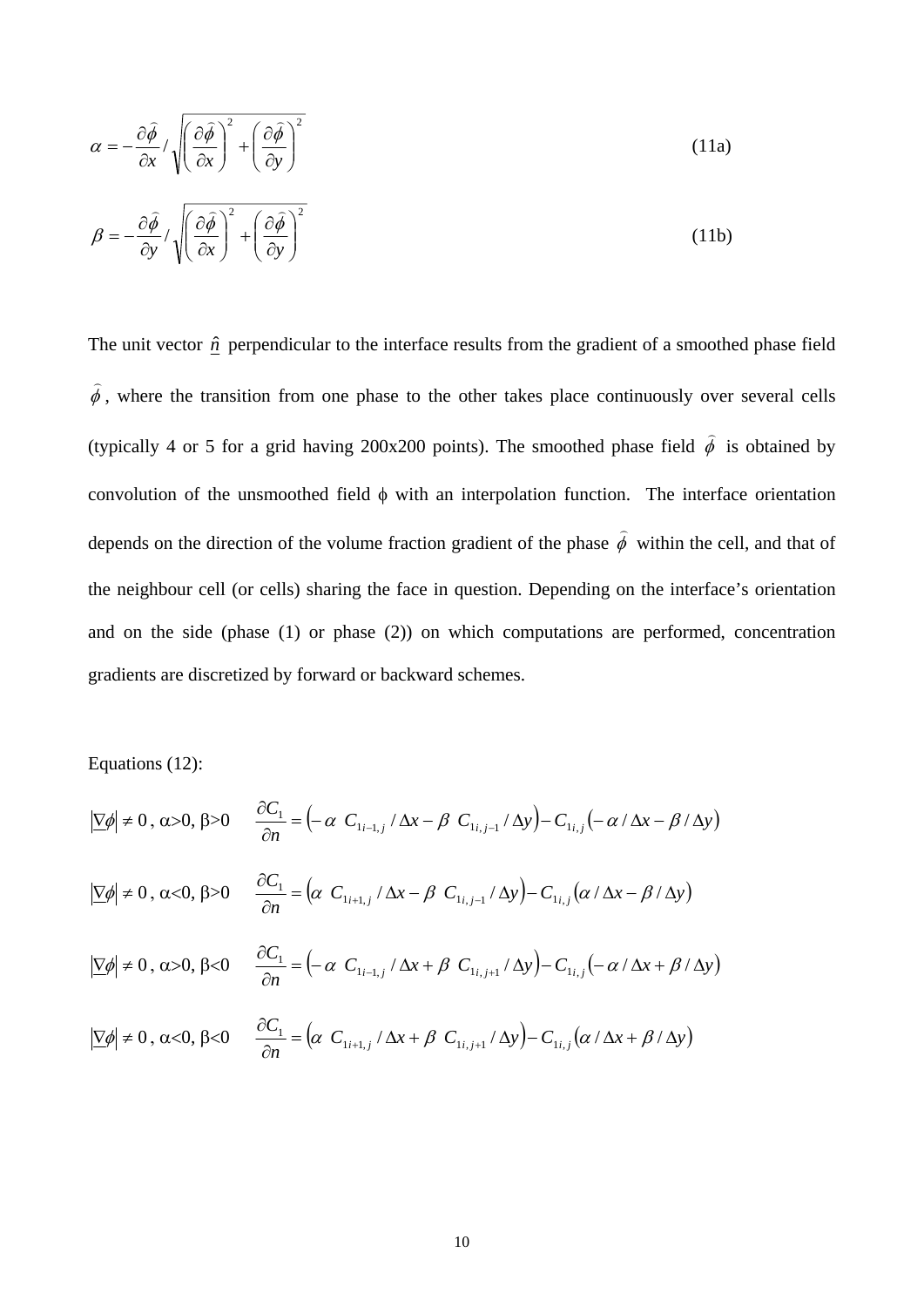$$\alpha = -\frac{\partial \hat{\phi}}{\partial x} / \sqrt{\left(\frac{\partial \hat{\phi}}{\partial x}\right)^2 + \left(\frac{\partial \hat{\phi}}{\partial y}\right)^2} \tag{11a}$$

$$\beta = -\frac{\partial \hat{\phi}}{\partial y} / \sqrt{\left(\frac{\partial \hat{\phi}}{\partial x}\right)^2 + \left(\frac{\partial \hat{\phi}}{\partial y}\right)^2} \tag{11b}$$

The unit vector $\underline{\hat{n}}$ perpendicular to the interface results from the gradient of a smoothed phase field $\hat{\phi}$, where the transition from one phase to the other takes place continuously over several cells (typically 4 or 5 for a grid having 200x200 points). The smoothed phase field $\hat{\phi}$ is obtained by convolution of the unsmoothed field $\phi$ with an interpolation function. The interface orientation depends on the direction of the volume fraction gradient of the phase $\hat{\phi}$ within the cell, and that of the neighbour cell (or cells) sharing the face in question. Depending on the interface's orientation and on the side (phase (1) or phase (2)) on which computations are performed, concentration gradients are discretized by forward or backward schemes.

Equations (12):

$|\underline{\nabla}\phi| \neq 0$, $\alpha>0$, $\beta>0$ $\quad \dfrac{\partial C_1}{\partial n} = \left(-\alpha\ C_{1_{i-1,j}} / \Delta x - \beta\ C_{1_{i,j-1}} / \Delta y\right) - C_{1_{i,j}}\left(-\alpha / \Delta x - \beta / \Delta y\right)$

$|\underline{\nabla}\phi| \neq 0$, $\alpha<0$, $\beta>0$ $\quad \dfrac{\partial C_1}{\partial n} = \left(\alpha\ C_{1_{i+1,j}} / \Delta x - \beta\ C_{1_{i,j-1}} / \Delta y\right) - C_{1_{i,j}}\left(\alpha / \Delta x - \beta / \Delta y\right)$

$|\underline{\nabla}\phi| \neq 0$, $\alpha>0$, $\beta<0$ $\quad \dfrac{\partial C_1}{\partial n} = \left(-\alpha\ C_{1_{i-1,j}} / \Delta x + \beta\ C_{1_{i,j+1}} / \Delta y\right) - C_{1_{i,j}}\left(-\alpha / \Delta x + \beta / \Delta y\right)$

$|\underline{\nabla}\phi| \neq 0$, $\alpha<0$, $\beta<0$ $\quad \dfrac{\partial C_1}{\partial n} = \left(\alpha\ C_{1_{i+1,j}} / \Delta x + \beta\ C_{1_{i,j+1}} / \Delta y\right) - C_{1_{i,j}}\left(\alpha / \Delta x + \beta / \Delta y\right)$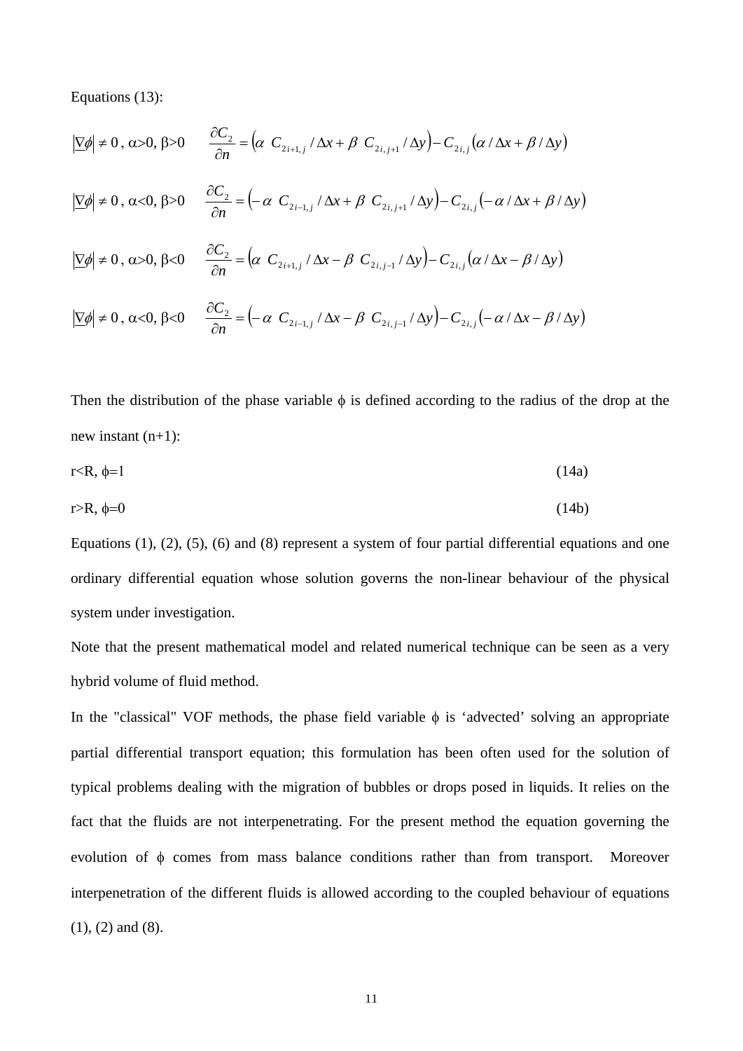Equations (13):

$$|\underline{\nabla}\phi| \neq 0\,,\ \alpha>0,\ \beta>0 \qquad \frac{\partial C_2}{\partial n} = \left(\alpha\ C_{2_{i+1,j}} / \Delta x + \beta\ C_{2_{i,j+1}} / \Delta y\right) - C_{2_{i,j}}\left(\alpha / \Delta x + \beta / \Delta y\right)$$

$$|\underline{\nabla}\phi| \neq 0\,,\ \alpha<0,\ \beta>0 \qquad \frac{\partial C_2}{\partial n} = \left(-\alpha\ C_{2_{i-1,j}} / \Delta x + \beta\ C_{2_{i,j+1}} / \Delta y\right) - C_{2_{i,j}}\left(-\alpha / \Delta x + \beta / \Delta y\right)$$

$$|\underline{\nabla}\phi| \neq 0\,,\ \alpha>0,\ \beta<0 \qquad \frac{\partial C_2}{\partial n} = \left(\alpha\ C_{2_{i+1,j}} / \Delta x - \beta\ C_{2_{i,j-1}} / \Delta y\right) - C_{2_{i,j}}\left(\alpha / \Delta x - \beta / \Delta y\right)$$

$$|\underline{\nabla}\phi| \neq 0\,,\ \alpha<0,\ \beta<0 \qquad \frac{\partial C_2}{\partial n} = \left(-\alpha\ C_{2_{i-1,j}} / \Delta x - \beta\ C_{2_{i,j-1}} / \Delta y\right) - C_{2_{i,j}}\left(-\alpha / \Delta x - \beta / \Delta y\right)$$

Then the distribution of the phase variable $\phi$ is defined according to the radius of the drop at the new instant (n+1):

$$r<R,\ \phi=1 \tag{14a}$$

$$r>R,\ \phi=0 \tag{14b}$$

Equations (1), (2), (5), (6) and (8) represent a system of four partial differential equations and one ordinary differential equation whose solution governs the non-linear behaviour of the physical system under investigation.

Note that the present mathematical model and related numerical technique can be seen as a very hybrid volume of fluid method.

In the "classical" VOF methods, the phase field variable $\phi$ is 'advected' solving an appropriate partial differential transport equation; this formulation has been often used for the solution of typical problems dealing with the migration of bubbles or drops posed in liquids. It relies on the fact that the fluids are not interpenetrating. For the present method the equation governing the evolution of $\phi$ comes from mass balance conditions rather than from transport. Moreover interpenetration of the different fluids is allowed according to the coupled behaviour of equations (1), (2) and (8).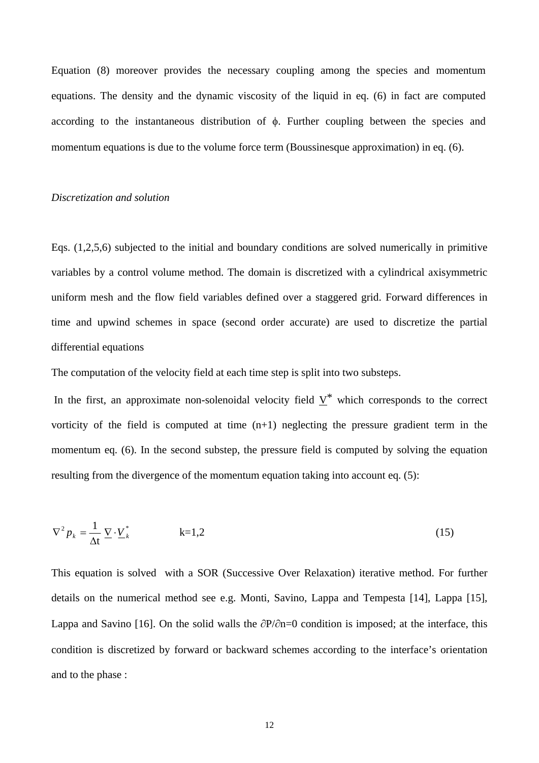Equation (8) moreover provides the necessary coupling among the species and momentum equations. The density and the dynamic viscosity of the liquid in eq. (6) in fact are computed according to the instantaneous distribution of $\phi$. Further coupling between the species and momentum equations is due to the volume force term (Boussinesque approximation) in eq. (6).

*Discretization and solution*

Eqs. (1,2,5,6) subjected to the initial and boundary conditions are solved numerically in primitive variables by a control volume method. The domain is discretized with a cylindrical axisymmetric uniform mesh and the flow field variables defined over a staggered grid. Forward differences in time and upwind schemes in space (second order accurate) are used to discretize the partial differential equations

The computation of the velocity field at each time step is split into two substeps.

In the first, an approximate non-solenoidal velocity field $\underline{V}^*$ which corresponds to the correct vorticity of the field is computed at time (n+1) neglecting the pressure gradient term in the momentum eq. (6). In the second substep, the pressure field is computed by solving the equation resulting from the divergence of the momentum equation taking into account eq. (5):

$$\nabla^2 p_k = \frac{1}{\Delta t} \underline{\nabla} \cdot \underline{V}_k^* \qquad k=1,2 \tag{15}$$

This equation is solved with a SOR (Successive Over Relaxation) iterative method. For further details on the numerical method see e.g. Monti, Savino, Lappa and Tempesta [14], Lappa [15], Lappa and Savino [16]. On the solid walls the $\partial P/\partial n=0$ condition is imposed; at the interface, this condition is discretized by forward or backward schemes according to the interface's orientation and to the phase :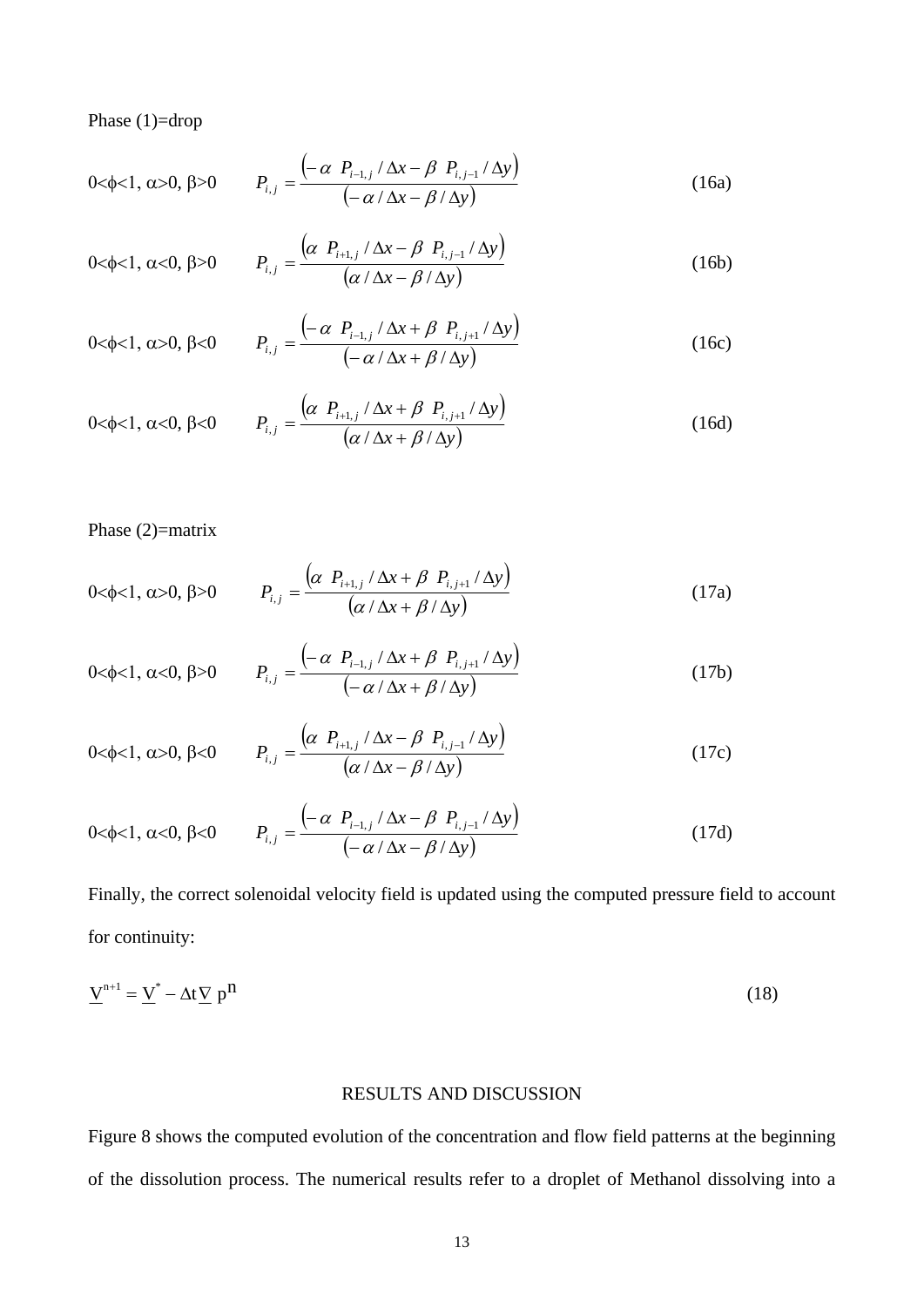Phase (1)=drop

$$0<\phi<1,\ \alpha>0,\ \beta>0 \qquad P_{i,j} = \frac{\left(-\alpha\ P_{i-1,j}/\Delta x - \beta\ P_{i,j-1}/\Delta y\right)}{\left(-\alpha/\Delta x - \beta/\Delta y\right)} \tag{16a}$$

$$0<\phi<1,\ \alpha<0,\ \beta>0 \qquad P_{i,j} = \frac{\left(\alpha\ P_{i+1,j}/\Delta x - \beta\ P_{i,j-1}/\Delta y\right)}{\left(\alpha/\Delta x - \beta/\Delta y\right)} \tag{16b}$$

$$0<\phi<1,\ \alpha>0,\ \beta<0 \qquad P_{i,j} = \frac{\left(-\alpha\ P_{i-1,j}/\Delta x + \beta\ P_{i,j+1}/\Delta y\right)}{\left(-\alpha/\Delta x + \beta/\Delta y\right)} \tag{16c}$$

$$0<\phi<1,\ \alpha<0,\ \beta<0 \qquad P_{i,j} = \frac{\left(\alpha\ P_{i+1,j}/\Delta x + \beta\ P_{i,j+1}/\Delta y\right)}{\left(\alpha/\Delta x + \beta/\Delta y\right)} \tag{16d}$$

Phase (2)=matrix

$$0<\phi<1,\ \alpha>0,\ \beta>0 \qquad P_{i,j} = \frac{\left(\alpha\ P_{i+1,j}/\Delta x + \beta\ P_{i,j+1}/\Delta y\right)}{\left(\alpha/\Delta x + \beta/\Delta y\right)} \tag{17a}$$

$$0<\phi<1,\ \alpha<0,\ \beta>0 \qquad P_{i,j} = \frac{\left(-\alpha\ P_{i-1,j}/\Delta x + \beta\ P_{i,j+1}/\Delta y\right)}{\left(-\alpha/\Delta x + \beta/\Delta y\right)} \tag{17b}$$

$$0<\phi<1,\ \alpha>0,\ \beta<0 \qquad P_{i,j} = \frac{\left(\alpha\ P_{i+1,j}/\Delta x - \beta\ P_{i,j-1}/\Delta y\right)}{\left(\alpha/\Delta x - \beta/\Delta y\right)} \tag{17c}$$

$$0<\phi<1,\ \alpha<0,\ \beta<0 \qquad P_{i,j} = \frac{\left(-\alpha\ P_{i-1,j}/\Delta x - \beta\ P_{i,j-1}/\Delta y\right)}{\left(-\alpha/\Delta x - \beta/\Delta y\right)} \tag{17d}$$

Finally, the correct solenoidal velocity field is updated using the computed pressure field to account for continuity:

$$\underline{V}^{n+1} = \underline{V}^{*} - \Delta t \underline{\nabla}\, p^{n} \tag{18}$$

## RESULTS AND DISCUSSION

Figure 8 shows the computed evolution of the concentration and flow field patterns at the beginning of the dissolution process. The numerical results refer to a droplet of Methanol dissolving into a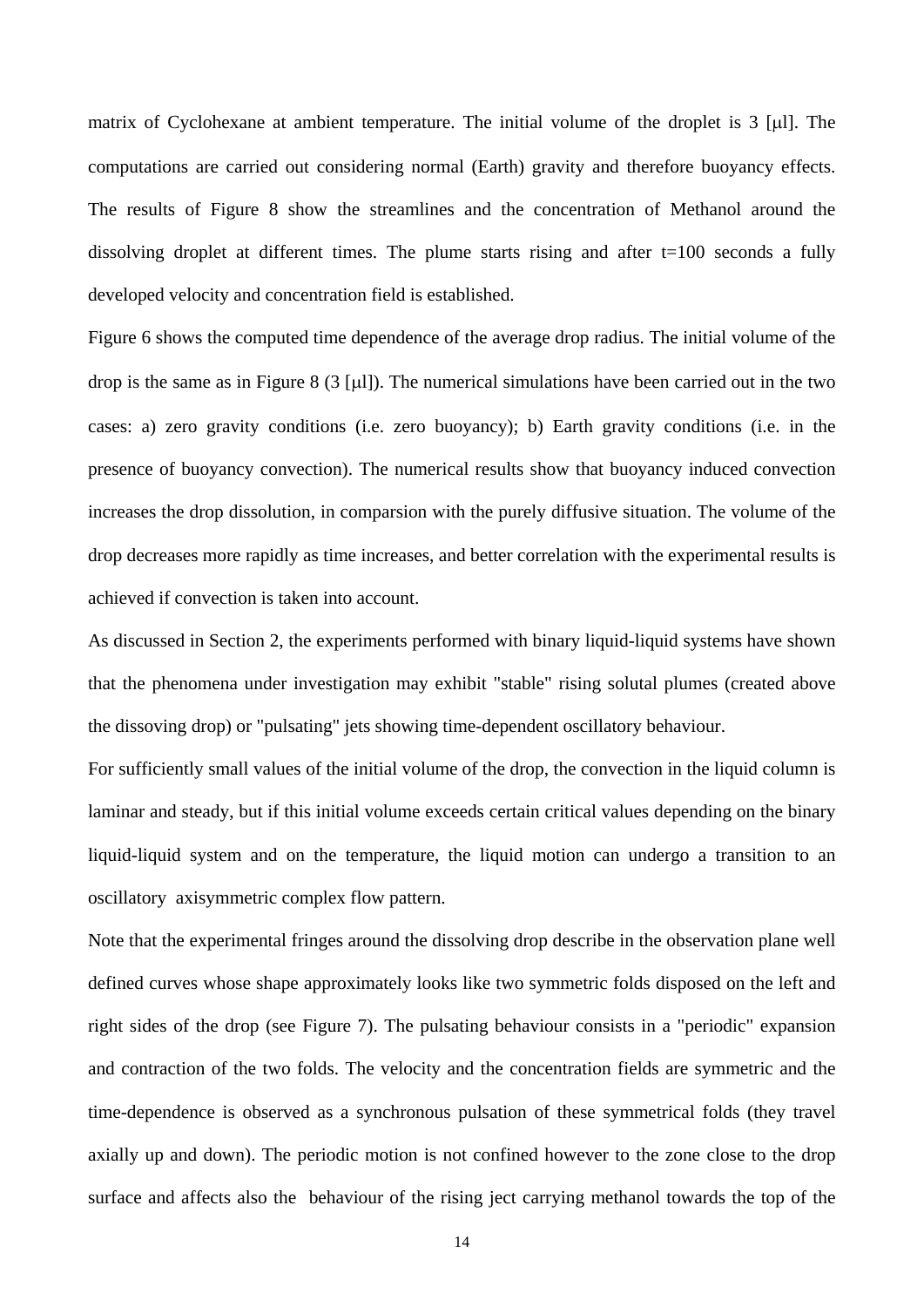matrix of Cyclohexane at ambient temperature. The initial volume of the droplet is 3 [μl]. The computations are carried out considering normal (Earth) gravity and therefore buoyancy effects. The results of Figure 8 show the streamlines and the concentration of Methanol around the dissolving droplet at different times. The plume starts rising and after t=100 seconds a fully developed velocity and concentration field is established.

Figure 6 shows the computed time dependence of the average drop radius. The initial volume of the drop is the same as in Figure 8 (3 [μl]). The numerical simulations have been carried out in the two cases: a) zero gravity conditions (i.e. zero buoyancy); b) Earth gravity conditions (i.e. in the presence of buoyancy convection). The numerical results show that buoyancy induced convection increases the drop dissolution, in comparsion with the purely diffusive situation. The volume of the drop decreases more rapidly as time increases, and better correlation with the experimental results is achieved if convection is taken into account.

As discussed in Section 2, the experiments performed with binary liquid-liquid systems have shown that the phenomena under investigation may exhibit "stable" rising solutal plumes (created above the dissoving drop) or "pulsating" jets showing time-dependent oscillatory behaviour.

For sufficiently small values of the initial volume of the drop, the convection in the liquid column is laminar and steady, but if this initial volume exceeds certain critical values depending on the binary liquid-liquid system and on the temperature, the liquid motion can undergo a transition to an oscillatory axisymmetric complex flow pattern.

Note that the experimental fringes around the dissolving drop describe in the observation plane well defined curves whose shape approximately looks like two symmetric folds disposed on the left and right sides of the drop (see Figure 7). The pulsating behaviour consists in a "periodic" expansion and contraction of the two folds. The velocity and the concentration fields are symmetric and the time-dependence is observed as a synchronous pulsation of these symmetrical folds (they travel axially up and down). The periodic motion is not confined however to the zone close to the drop surface and affects also the behaviour of the rising ject carrying methanol towards the top of the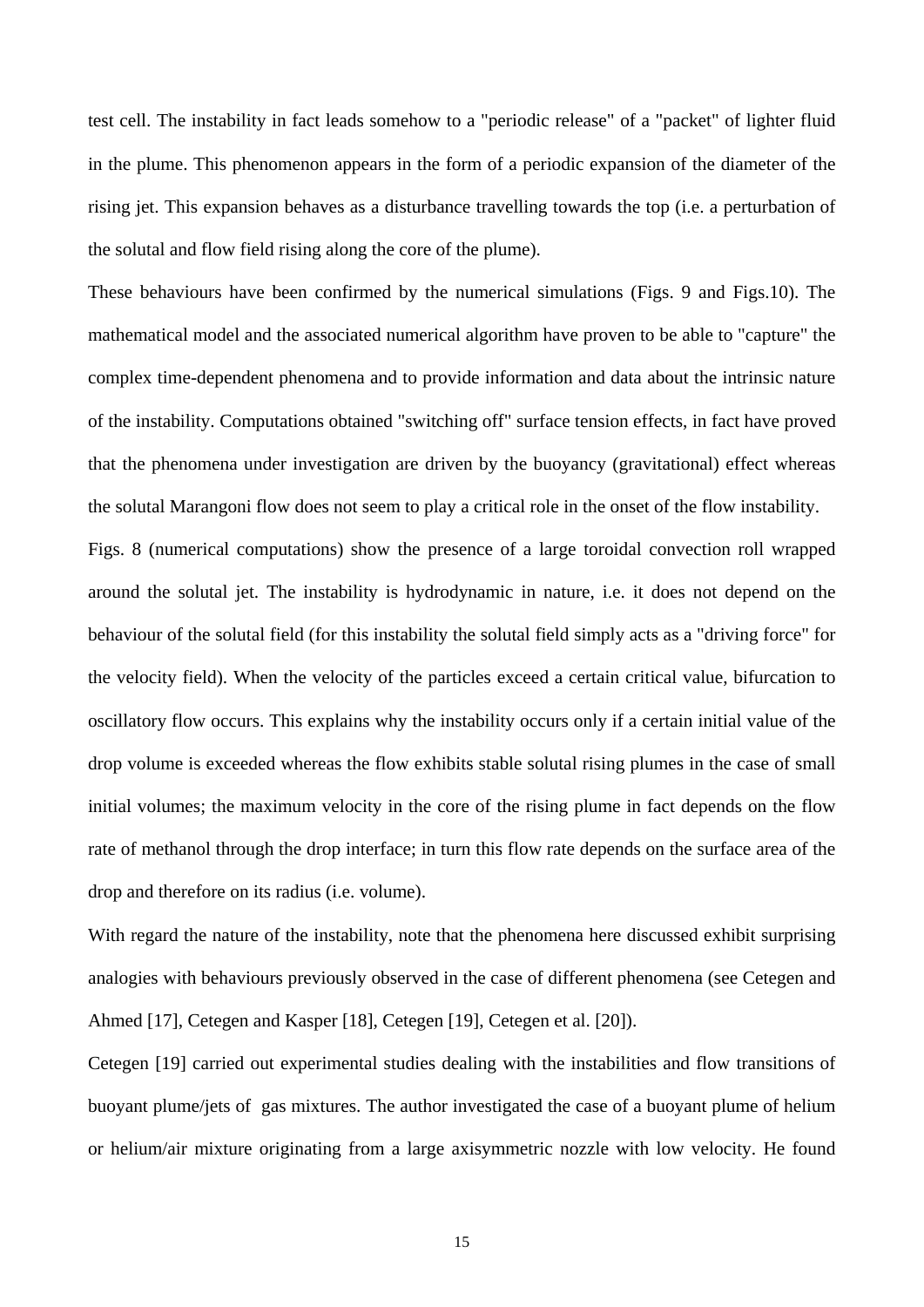test cell. The instability in fact leads somehow to a "periodic release" of a "packet" of lighter fluid in the plume. This phenomenon appears in the form of a periodic expansion of the diameter of the rising jet. This expansion behaves as a disturbance travelling towards the top (i.e. a perturbation of the solutal and flow field rising along the core of the plume).

These behaviours have been confirmed by the numerical simulations (Figs. 9 and Figs.10). The mathematical model and the associated numerical algorithm have proven to be able to "capture" the complex time-dependent phenomena and to provide information and data about the intrinsic nature of the instability. Computations obtained "switching off" surface tension effects, in fact have proved that the phenomena under investigation are driven by the buoyancy (gravitational) effect whereas the solutal Marangoni flow does not seem to play a critical role in the onset of the flow instability.

Figs. 8 (numerical computations) show the presence of a large toroidal convection roll wrapped around the solutal jet. The instability is hydrodynamic in nature, i.e. it does not depend on the behaviour of the solutal field (for this instability the solutal field simply acts as a "driving force" for the velocity field). When the velocity of the particles exceed a certain critical value, bifurcation to oscillatory flow occurs. This explains why the instability occurs only if a certain initial value of the drop volume is exceeded whereas the flow exhibits stable solutal rising plumes in the case of small initial volumes; the maximum velocity in the core of the rising plume in fact depends on the flow rate of methanol through the drop interface; in turn this flow rate depends on the surface area of the drop and therefore on its radius (i.e. volume).

With regard the nature of the instability, note that the phenomena here discussed exhibit surprising analogies with behaviours previously observed in the case of different phenomena (see Cetegen and Ahmed [17], Cetegen and Kasper [18], Cetegen [19], Cetegen et al. [20]).

Cetegen [19] carried out experimental studies dealing with the instabilities and flow transitions of buoyant plume/jets of gas mixtures. The author investigated the case of a buoyant plume of helium or helium/air mixture originating from a large axisymmetric nozzle with low velocity. He found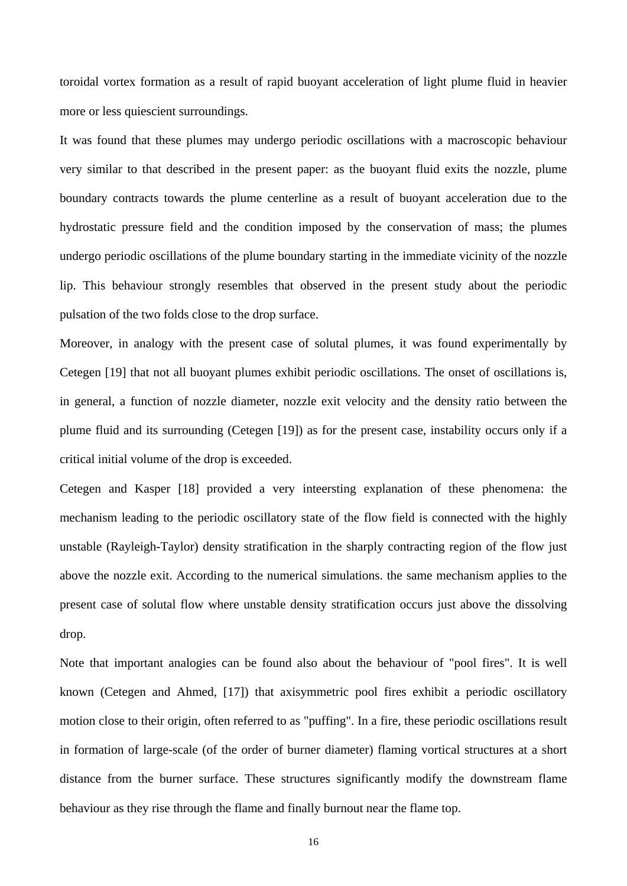toroidal vortex formation as a result of rapid buoyant acceleration of light plume fluid in heavier more or less quiescient surroundings.

It was found that these plumes may undergo periodic oscillations with a macroscopic behaviour very similar to that described in the present paper: as the buoyant fluid exits the nozzle, plume boundary contracts towards the plume centerline as a result of buoyant acceleration due to the hydrostatic pressure field and the condition imposed by the conservation of mass; the plumes undergo periodic oscillations of the plume boundary starting in the immediate vicinity of the nozzle lip. This behaviour strongly resembles that observed in the present study about the periodic pulsation of the two folds close to the drop surface.

Moreover, in analogy with the present case of solutal plumes, it was found experimentally by Cetegen [19] that not all buoyant plumes exhibit periodic oscillations. The onset of oscillations is, in general, a function of nozzle diameter, nozzle exit velocity and the density ratio between the plume fluid and its surrounding (Cetegen [19]) as for the present case, instability occurs only if a critical initial volume of the drop is exceeded.

Cetegen and Kasper [18] provided a very inteersting explanation of these phenomena: the mechanism leading to the periodic oscillatory state of the flow field is connected with the highly unstable (Rayleigh-Taylor) density stratification in the sharply contracting region of the flow just above the nozzle exit. According to the numerical simulations. the same mechanism applies to the present case of solutal flow where unstable density stratification occurs just above the dissolving drop.

Note that important analogies can be found also about the behaviour of "pool fires". It is well known (Cetegen and Ahmed, [17]) that axisymmetric pool fires exhibit a periodic oscillatory motion close to their origin, often referred to as "puffing". In a fire, these periodic oscillations result in formation of large-scale (of the order of burner diameter) flaming vortical structures at a short distance from the burner surface. These structures significantly modify the downstream flame behaviour as they rise through the flame and finally burnout near the flame top.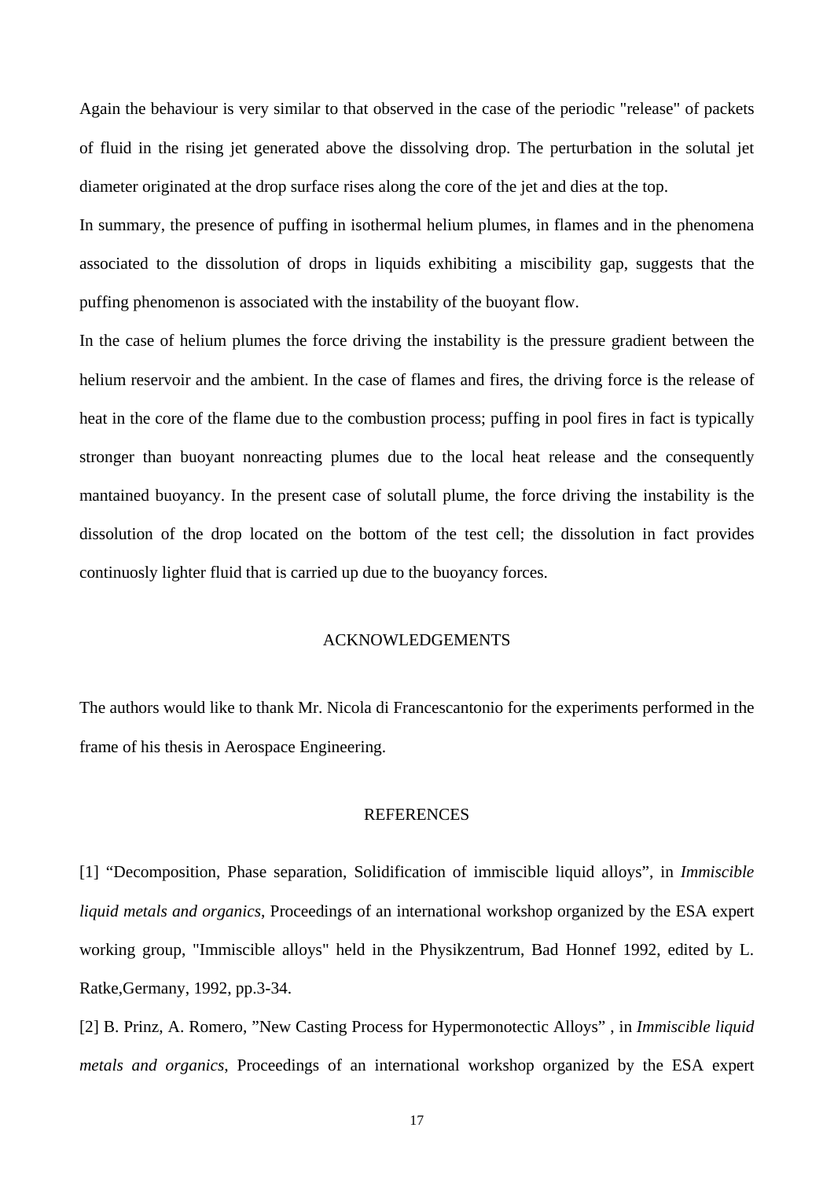Again the behaviour is very similar to that observed in the case of the periodic "release" of packets of fluid in the rising jet generated above the dissolving drop. The perturbation in the solutal jet diameter originated at the drop surface rises along the core of the jet and dies at the top.

In summary, the presence of puffing in isothermal helium plumes, in flames and in the phenomena associated to the dissolution of drops in liquids exhibiting a miscibility gap, suggests that the puffing phenomenon is associated with the instability of the buoyant flow.

In the case of helium plumes the force driving the instability is the pressure gradient between the helium reservoir and the ambient. In the case of flames and fires, the driving force is the release of heat in the core of the flame due to the combustion process; puffing in pool fires in fact is typically stronger than buoyant nonreacting plumes due to the local heat release and the consequently mantained buoyancy. In the present case of solutall plume, the force driving the instability is the dissolution of the drop located on the bottom of the test cell; the dissolution in fact provides continuosly lighter fluid that is carried up due to the buoyancy forces.

## ACKNOWLEDGEMENTS

The authors would like to thank Mr. Nicola di Francescantonio for the experiments performed in the frame of his thesis in Aerospace Engineering.

## REFERENCES

[1] “Decomposition, Phase separation, Solidification of immiscible liquid alloys”, in *Immiscible liquid metals and organics*, Proceedings of an international workshop organized by the ESA expert working group, "Immiscible alloys" held in the Physikzentrum, Bad Honnef 1992, edited by L. Ratke,Germany, 1992, pp.3-34.

[2] B. Prinz, A. Romero, ”New Casting Process for Hypermonotectic Alloys” , in *Immiscible liquid metals and organics*, Proceedings of an international workshop organized by the ESA expert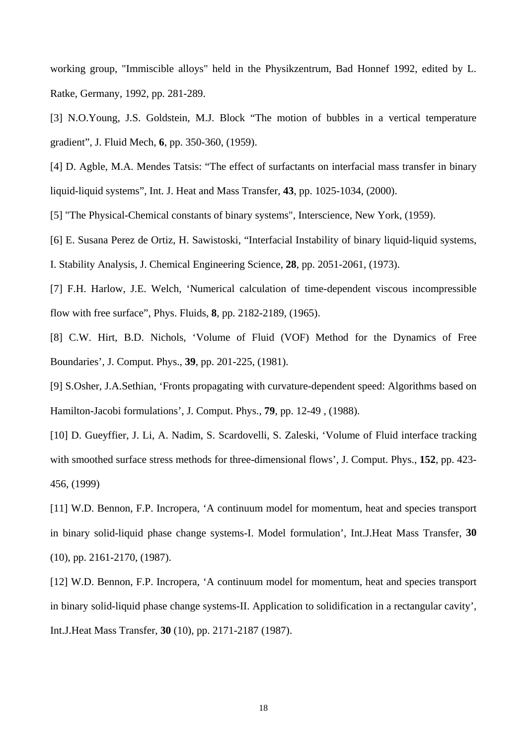working group, "Immiscible alloys" held in the Physikzentrum, Bad Honnef 1992, edited by L. Ratke, Germany, 1992, pp. 281-289.

[3] N.O.Young, J.S. Goldstein, M.J. Block "The motion of bubbles in a vertical temperature gradient", J. Fluid Mech, **6**, pp. 350-360, (1959).

[4] D. Agble, M.A. Mendes Tatsis: "The effect of surfactants on interfacial mass transfer in binary liquid-liquid systems", Int. J. Heat and Mass Transfer, **43**, pp. 1025-1034, (2000).

[5] "The Physical-Chemical constants of binary systems", Interscience, New York, (1959).

[6] E. Susana Perez de Ortiz, H. Sawistoski, "Interfacial Instability of binary liquid-liquid systems, I. Stability Analysis, J. Chemical Engineering Science, **28**, pp. 2051-2061, (1973).

[7] F.H. Harlow, J.E. Welch, 'Numerical calculation of time-dependent viscous incompressible flow with free surface", Phys. Fluids, **8**, pp. 2182-2189, (1965).

[8] C.W. Hirt, B.D. Nichols, 'Volume of Fluid (VOF) Method for the Dynamics of Free Boundaries', J. Comput. Phys., **39**, pp. 201-225, (1981).

[9] S.Osher, J.A.Sethian, 'Fronts propagating with curvature-dependent speed: Algorithms based on Hamilton-Jacobi formulations', J. Comput. Phys., **79**, pp. 12-49 , (1988).

[10] D. Gueyffier, J. Li, A. Nadim, S. Scardovelli, S. Zaleski, 'Volume of Fluid interface tracking with smoothed surface stress methods for three-dimensional flows', J. Comput. Phys., **152**, pp. 423-456, (1999)

[11] W.D. Bennon, F.P. Incropera, 'A continuum model for momentum, heat and species transport in binary solid-liquid phase change systems-I. Model formulation', Int.J.Heat Mass Transfer, **30** (10), pp. 2161-2170, (1987).

[12] W.D. Bennon, F.P. Incropera, 'A continuum model for momentum, heat and species transport in binary solid-liquid phase change systems-II. Application to solidification in a rectangular cavity', Int.J.Heat Mass Transfer, **30** (10), pp. 2171-2187 (1987).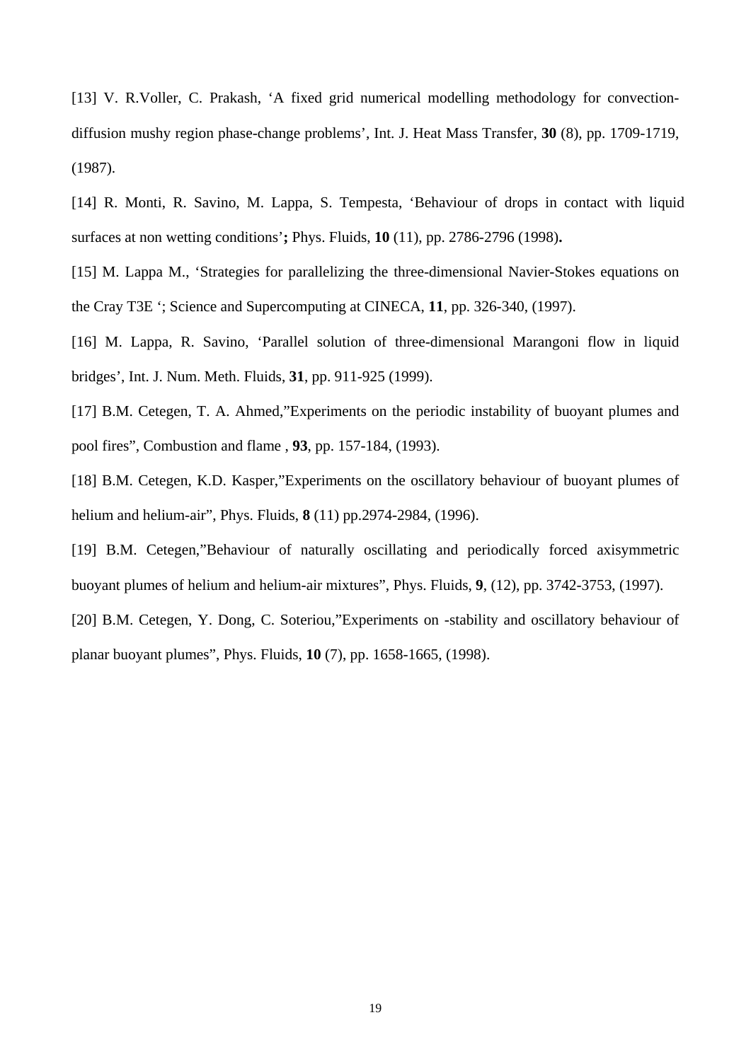[13] V. R.Voller, C. Prakash, ‘A fixed grid numerical modelling methodology for convection-diffusion mushy region phase-change problems’, Int. J. Heat Mass Transfer, **30** (8), pp. 1709-1719, (1987).

[14] R. Monti, R. Savino, M. Lappa, S. Tempesta, ‘Behaviour of drops in contact with liquid surfaces at non wetting conditions’**;** Phys. Fluids, **10** (11), pp. 2786-2796 (1998)**.**

[15] M. Lappa M., ‘Strategies for parallelizing the three-dimensional Navier-Stokes equations on the Cray T3E ‘; Science and Supercomputing at CINECA, **11**, pp. 326-340, (1997).

[16] M. Lappa, R. Savino, ‘Parallel solution of three-dimensional Marangoni flow in liquid bridges’, Int. J. Num. Meth. Fluids, **31**, pp. 911-925 (1999).

[17] B.M. Cetegen, T. A. Ahmed,”Experiments on the periodic instability of buoyant plumes and pool fires”, Combustion and flame , **93**, pp. 157-184, (1993).

[18] B.M. Cetegen, K.D. Kasper,”Experiments on the oscillatory behaviour of buoyant plumes of helium and helium-air”, Phys. Fluids, **8** (11) pp.2974-2984, (1996).

[19] B.M. Cetegen,”Behaviour of naturally oscillating and periodically forced axisymmetric buoyant plumes of helium and helium-air mixtures”, Phys. Fluids, **9**, (12), pp. 3742-3753, (1997).

[20] B.M. Cetegen, Y. Dong, C. Soteriou,”Experiments on -stability and oscillatory behaviour of planar buoyant plumes”, Phys. Fluids, **10** (7), pp. 1658-1665, (1998).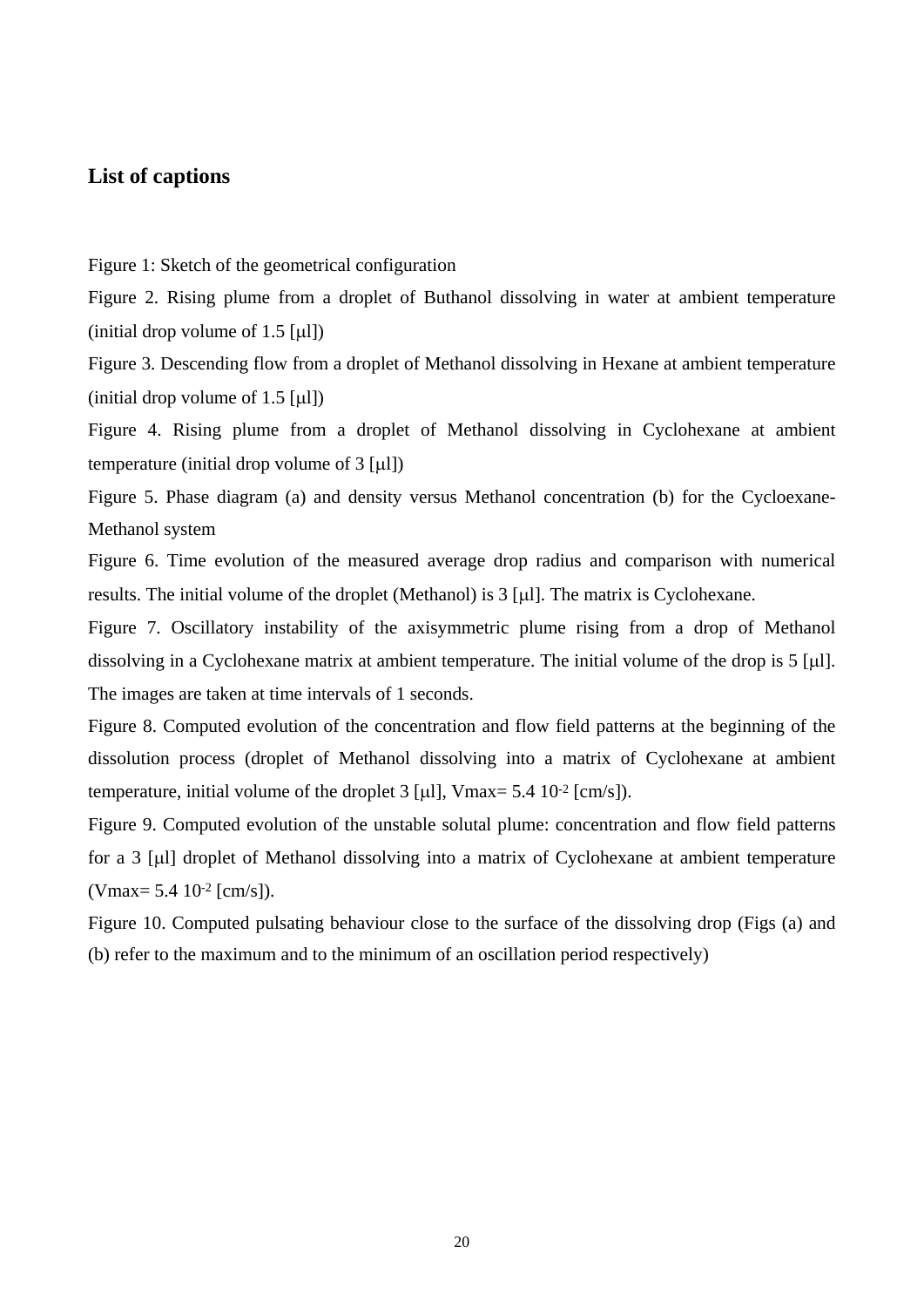## List of captions

Figure 1: Sketch of the geometrical configuration

Figure 2. Rising plume from a droplet of Buthanol dissolving in water at ambient temperature (initial drop volume of 1.5 [μl])

Figure 3. Descending flow from a droplet of Methanol dissolving in Hexane at ambient temperature (initial drop volume of 1.5 [μl])

Figure 4. Rising plume from a droplet of Methanol dissolving in Cyclohexane at ambient temperature (initial drop volume of 3 [μl])

Figure 5. Phase diagram (a) and density versus Methanol concentration (b) for the Cycloexane-Methanol system

Figure 6. Time evolution of the measured average drop radius and comparison with numerical results. The initial volume of the droplet (Methanol) is 3 [μl]. The matrix is Cyclohexane.

Figure 7. Oscillatory instability of the axisymmetric plume rising from a drop of Methanol dissolving in a Cyclohexane matrix at ambient temperature. The initial volume of the drop is 5 [μl]. The images are taken at time intervals of 1 seconds.

Figure 8. Computed evolution of the concentration and flow field patterns at the beginning of the dissolution process (droplet of Methanol dissolving into a matrix of Cyclohexane at ambient temperature, initial volume of the droplet 3 [μl], Vmax= $5.4\ 10^{-2}$ [cm/s]).

Figure 9. Computed evolution of the unstable solutal plume: concentration and flow field patterns for a 3 [μl] droplet of Methanol dissolving into a matrix of Cyclohexane at ambient temperature (Vmax= $5.4\ 10^{-2}$ [cm/s]).

Figure 10. Computed pulsating behaviour close to the surface of the dissolving drop (Figs (a) and (b) refer to the maximum and to the minimum of an oscillation period respectively)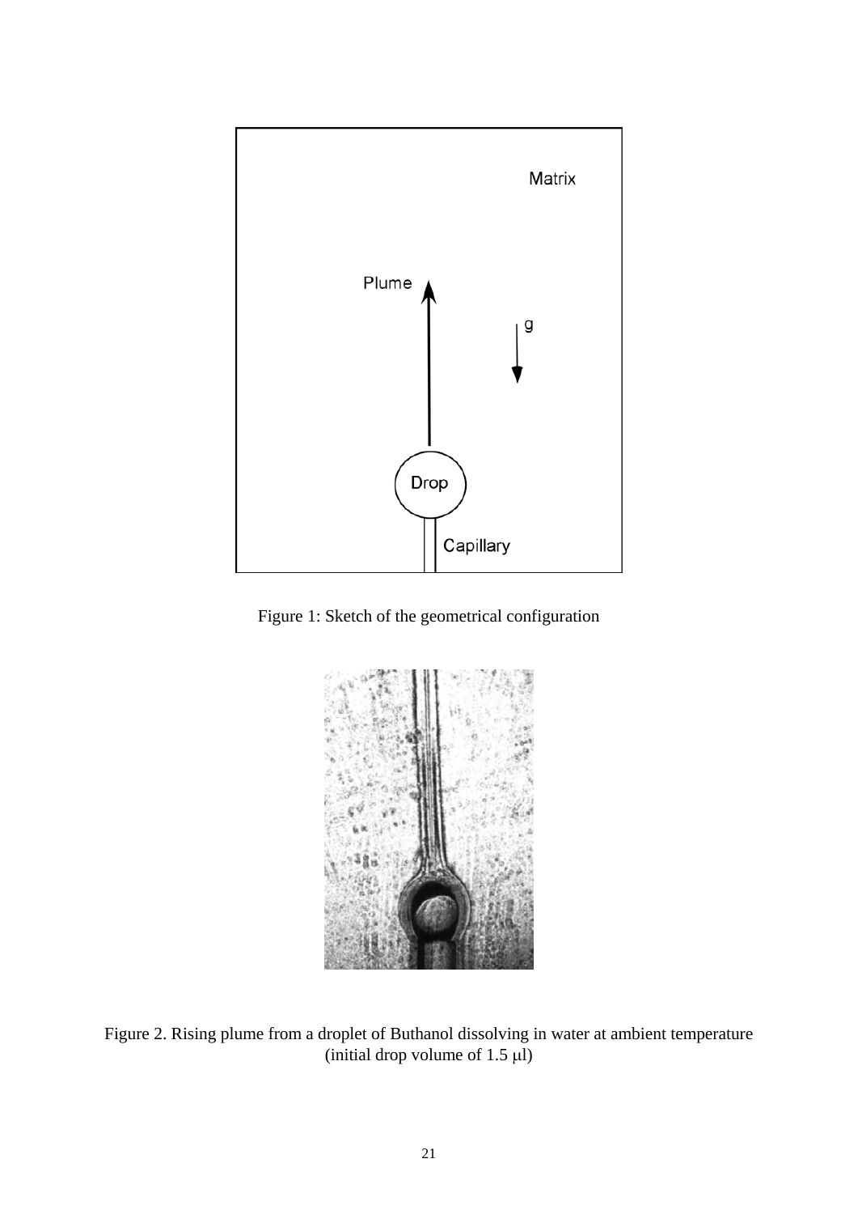Figure 1: Sketch of the geometrical configuration

Figure 2. Rising plume from a droplet of Buthanol dissolving in water at ambient temperature (initial drop volume of 1.5 μl)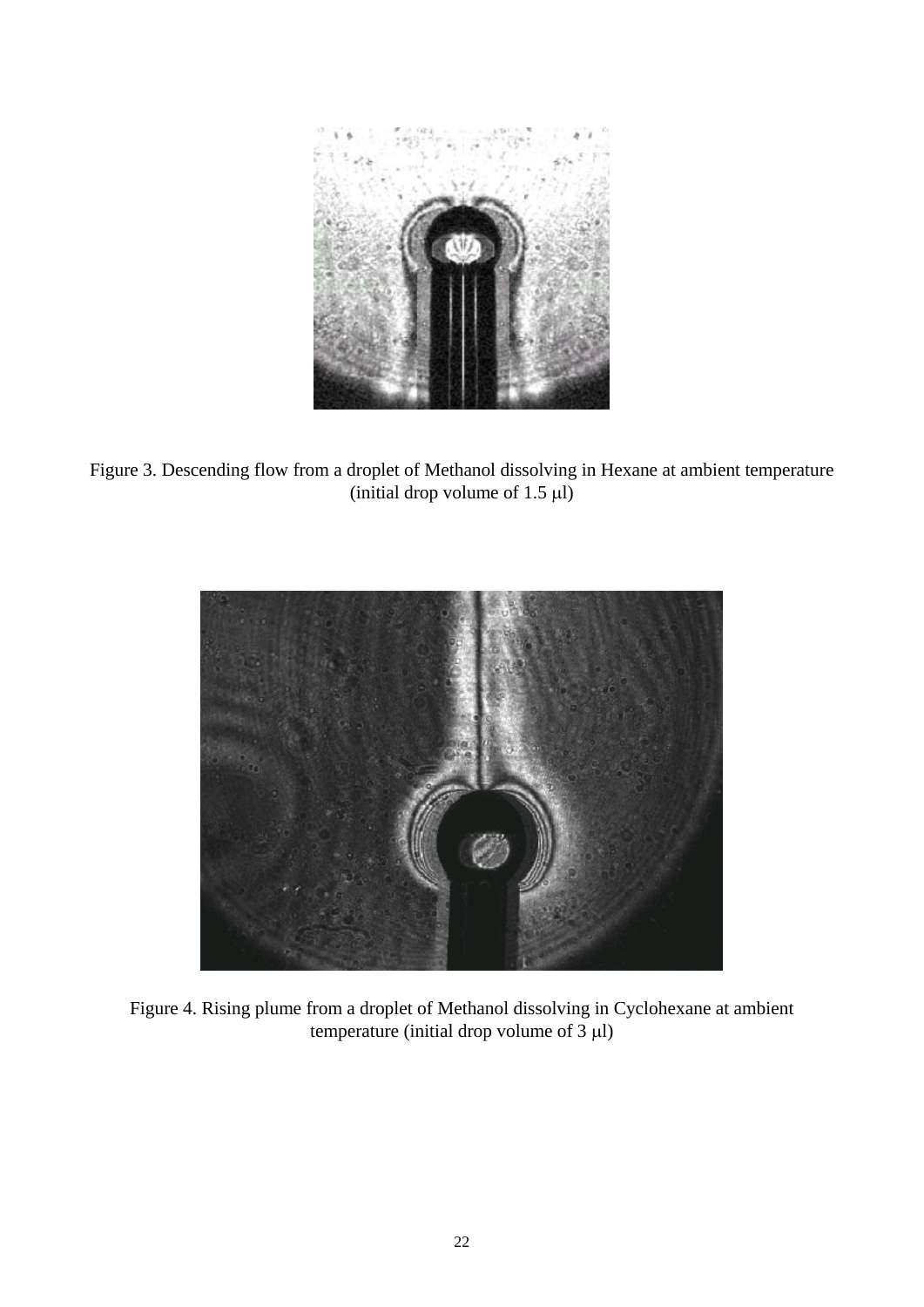Figure 3. Descending flow from a droplet of Methanol dissolving in Hexane at ambient temperature (initial drop volume of 1.5 μl)

Figure 4. Rising plume from a droplet of Methanol dissolving in Cyclohexane at ambient temperature (initial drop volume of 3 μl)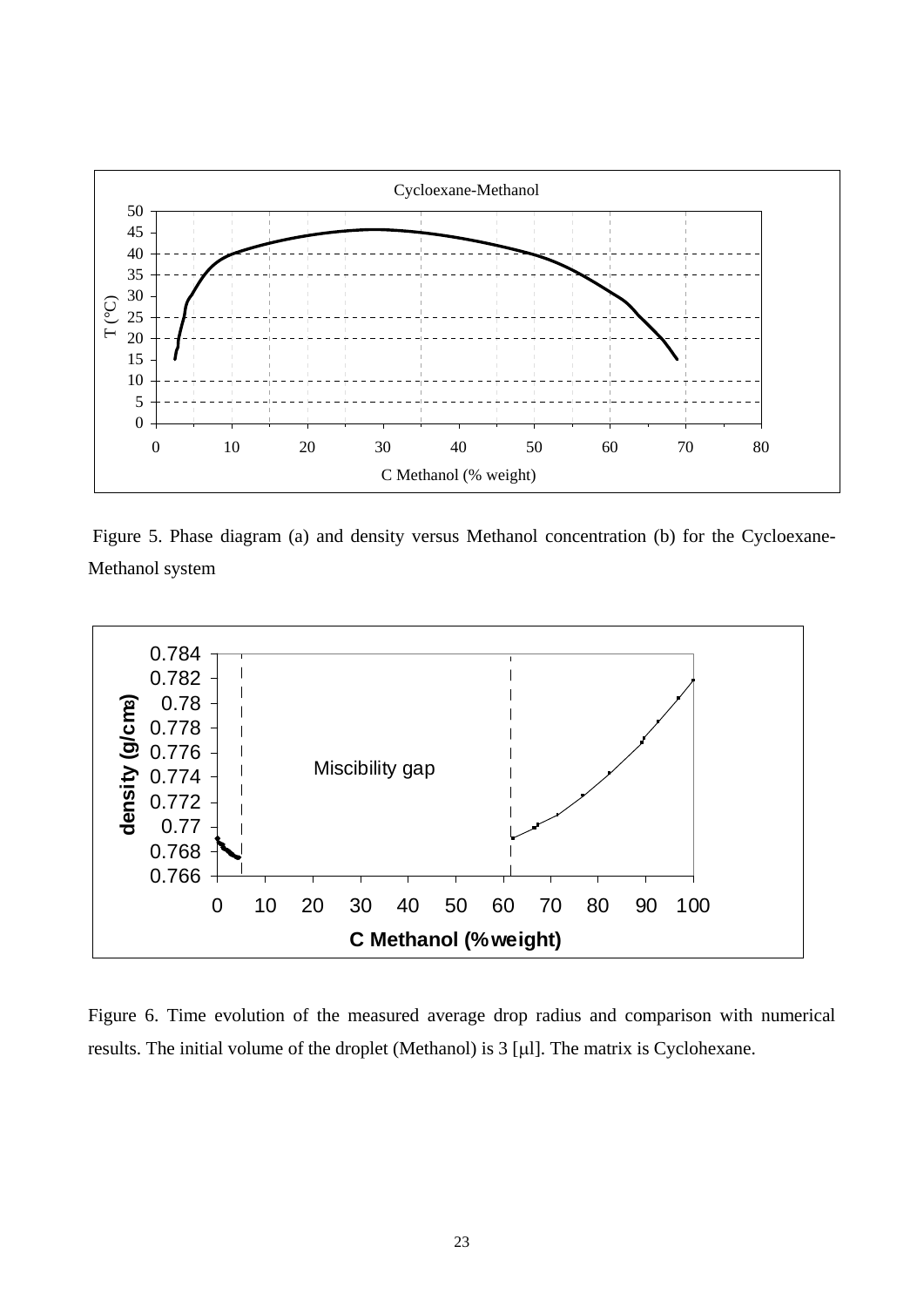Figure 5. Phase diagram (a) and density versus Methanol concentration (b) for the Cycloexane-Methanol system

Figure 6. Time evolution of the measured average drop radius and comparison with numerical results. The initial volume of the droplet (Methanol) is 3 [μl]. The matrix is Cyclohexane.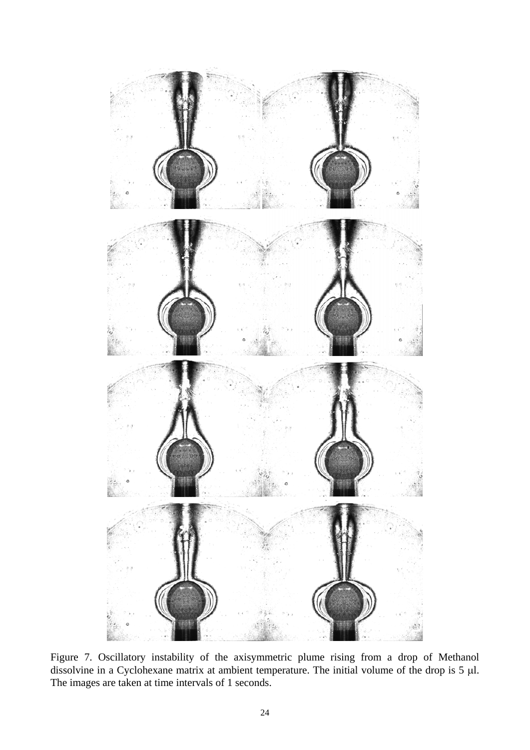Figure 7. Oscillatory instability of the axisymmetric plume rising from a drop of Methanol dissolvine in a Cyclohexane matrix at ambient temperature. The initial volume of the drop is 5 μl. The images are taken at time intervals of 1 seconds.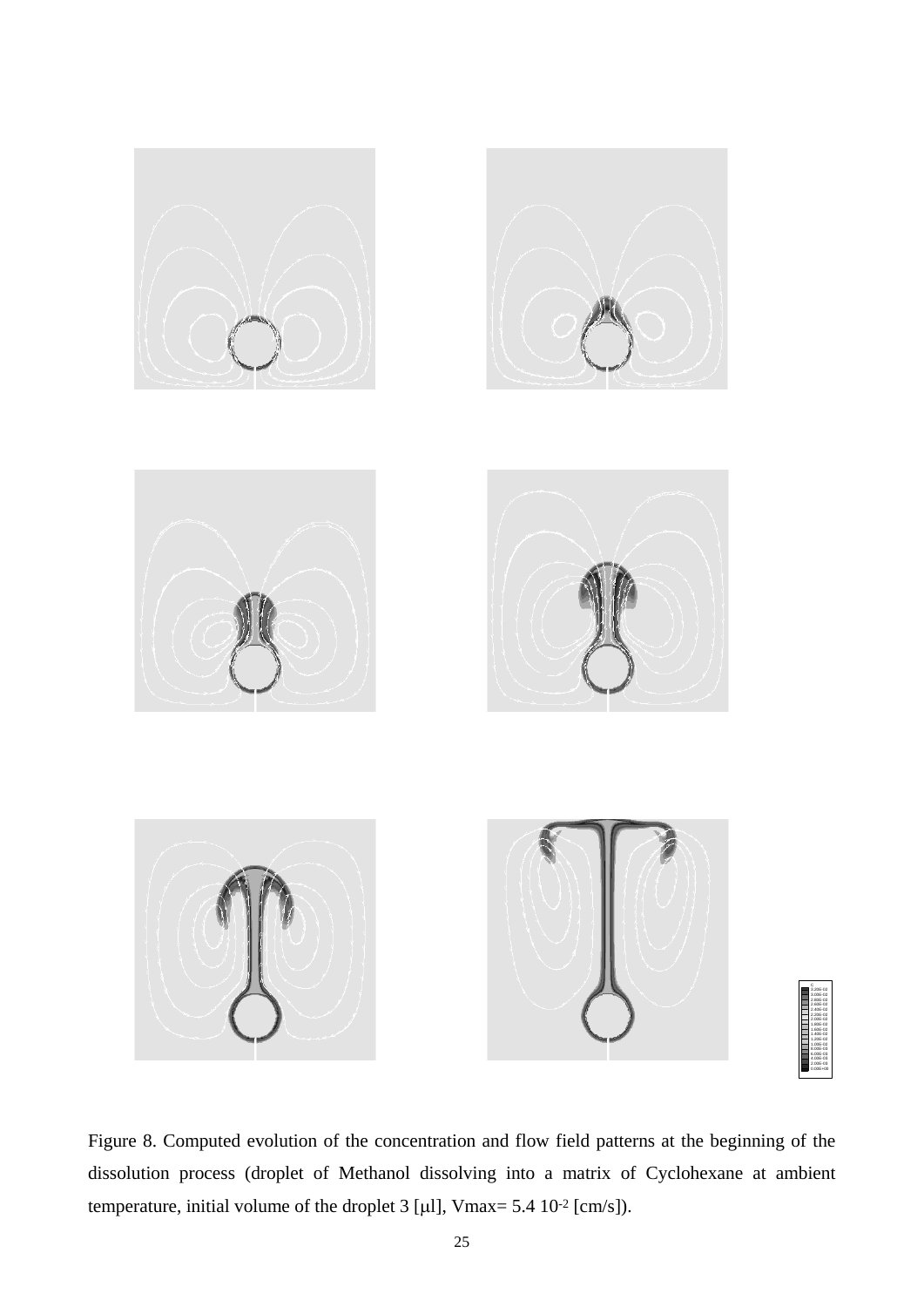Figure 8. Computed evolution of the concentration and flow field patterns at the beginning of the dissolution process (droplet of Methanol dissolving into a matrix of Cyclohexane at ambient temperature, initial volume of the droplet 3 [μl], Vmax= 5.4 $10^{-2}$ [cm/s]).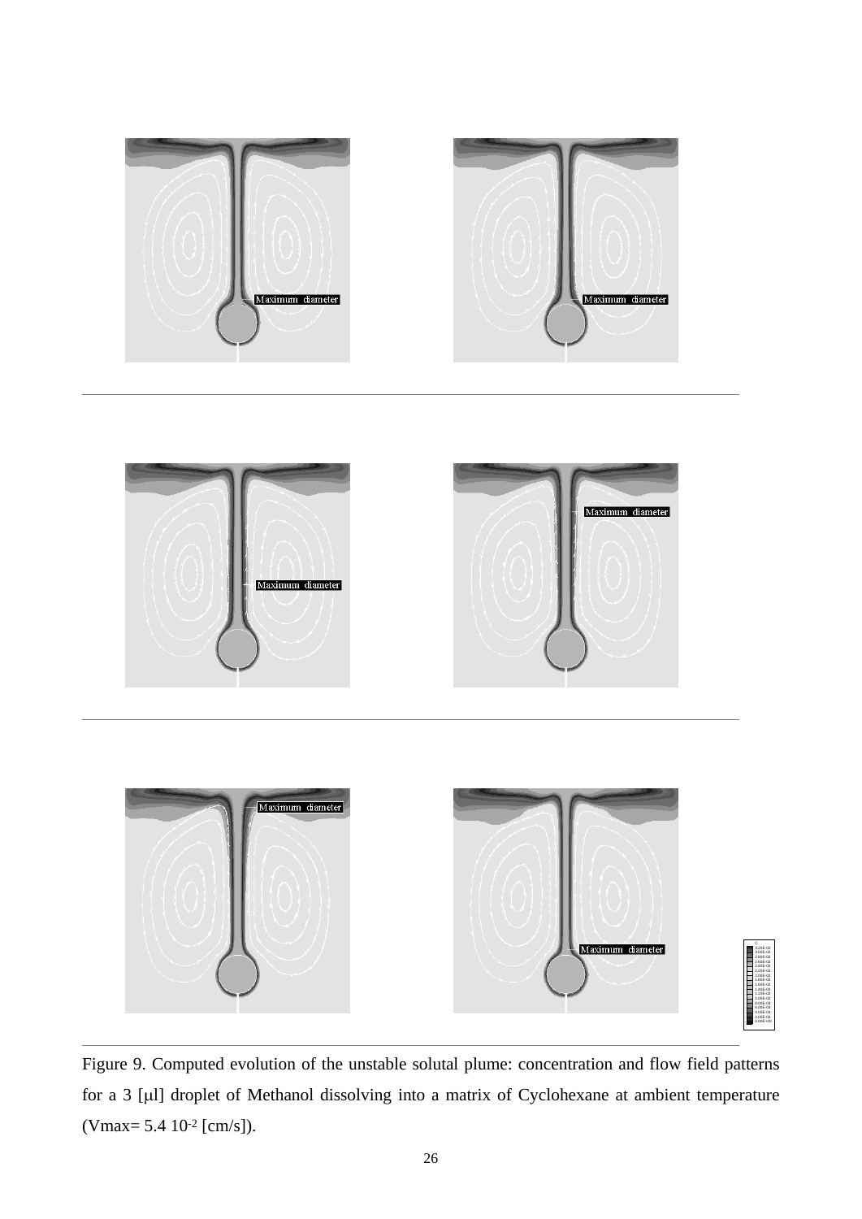Figure 9. Computed evolution of the unstable solutal plume: concentration and flow field patterns for a 3 [μl] droplet of Methanol dissolving into a matrix of Cyclohexane at ambient temperature (Vmax= 5.4 $10^{-2}$ [cm/s]).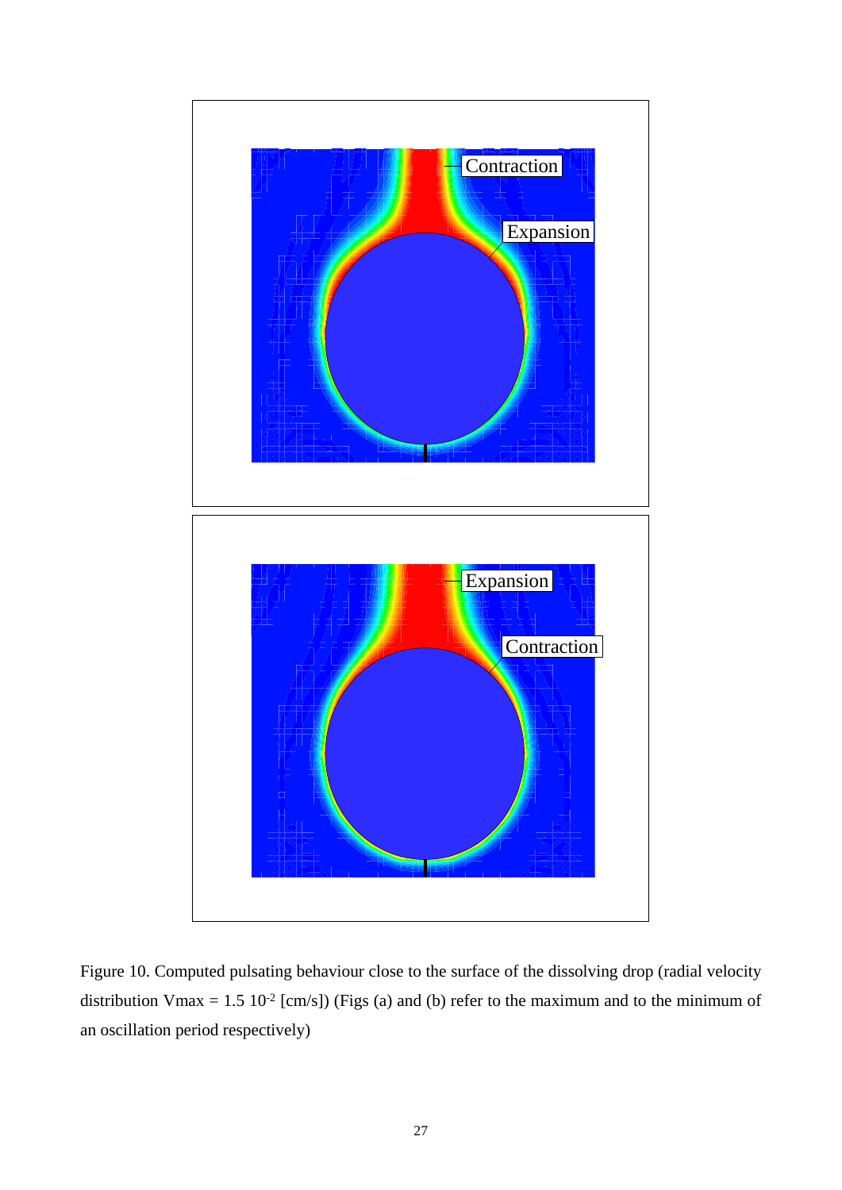Contraction

Expansion

Expansion

Contraction

Figure 10. Computed pulsating behaviour close to the surface of the dissolving drop (radial velocity distribution Vmax = 1.5 $10^{-2}$ [cm/s]) (Figs (a) and (b) refer to the maximum and to the minimum of an oscillation period respectively)